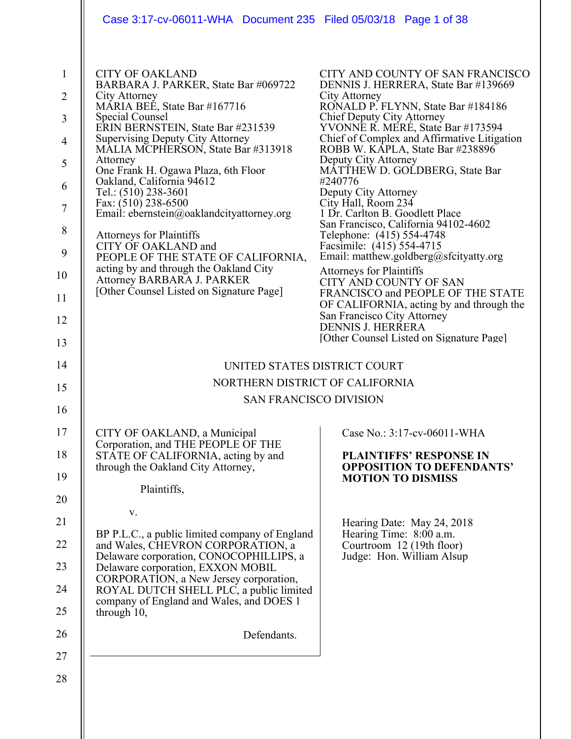CITY OF OAKLAND
BARBARA J. PARKER, State Bar #069722
City Attorney
MARIA BEE, State Bar #167716
Special Counsel
ERIN BERNSTEIN, State Bar #231539
Supervising Deputy City Attorney
MALIA MCPHERSON, State Bar #313918
Attorney
One Frank H. Ogawa Plaza, 6th Floor
Oakland, California 94612
Tel.: (510) 238-3601
Fax: (510) 238-6500
Email: ebernstein@oaklandcityattorney.org

Attorneys for Plaintiffs
CITY OF OAKLAND and
PEOPLE OF THE STATE OF CALIFORNIA,
acting by and through the Oakland City
Attorney BARBARA J. PARKER
[Other Counsel Listed on Signature Page]

CITY AND COUNTY OF SAN FRANCISCO
DENNIS J. HERRERA, State Bar #139669
City Attorney
RONALD P. FLYNN, State Bar #184186
Chief Deputy City Attorney
YVONNE R. MERÉ, State Bar #173594
Chief of Complex and Affirmative Litigation
ROBB W. KAPLA, State Bar #238896
Deputy City Attorney
MATTHEW D. GOLDBERG, State Bar #240776
Deputy City Attorney
City Hall, Room 234
1 Dr. Carlton B. Goodlett Place
San Francisco, California 94102-4602
Telephone: (415) 554-4748
Facsimile: (415) 554-4715
Email: matthew.goldberg@sfcityatty.org

Attorneys for Plaintiffs
CITY AND COUNTY OF SAN FRANCISCO and PEOPLE OF THE STATE OF CALIFORNIA, acting by and through the San Francisco City Attorney
DENNIS J. HERRERA
[Other Counsel Listed on Signature Page]

UNITED STATES DISTRICT COURT
NORTHERN DISTRICT OF CALIFORNIA
SAN FRANCISCO DIVISION

CITY OF OAKLAND, a Municipal Corporation, and THE PEOPLE OF THE STATE OF CALIFORNIA, acting by and through the Oakland City Attorney,

Plaintiffs,

v.

BP P.L.C., a public limited company of England and Wales, CHEVRON CORPORATION, a Delaware corporation, CONOCOPHILLIPS, a Delaware corporation, EXXON MOBIL CORPORATION, a New Jersey corporation, ROYAL DUTCH SHELL PLC, a public limited company of England and Wales, and DOES 1 through 10,

Defendants.

Case No.: 3:17-cv-06011-WHA

**PLAINTIFFS' RESPONSE IN OPPOSITION TO DEFENDANTS' MOTION TO DISMISS**

Hearing Date: May 24, 2018
Hearing Time: 8:00 a.m.
Courtroom 12 (19th floor)
Judge: Hon. William Alsup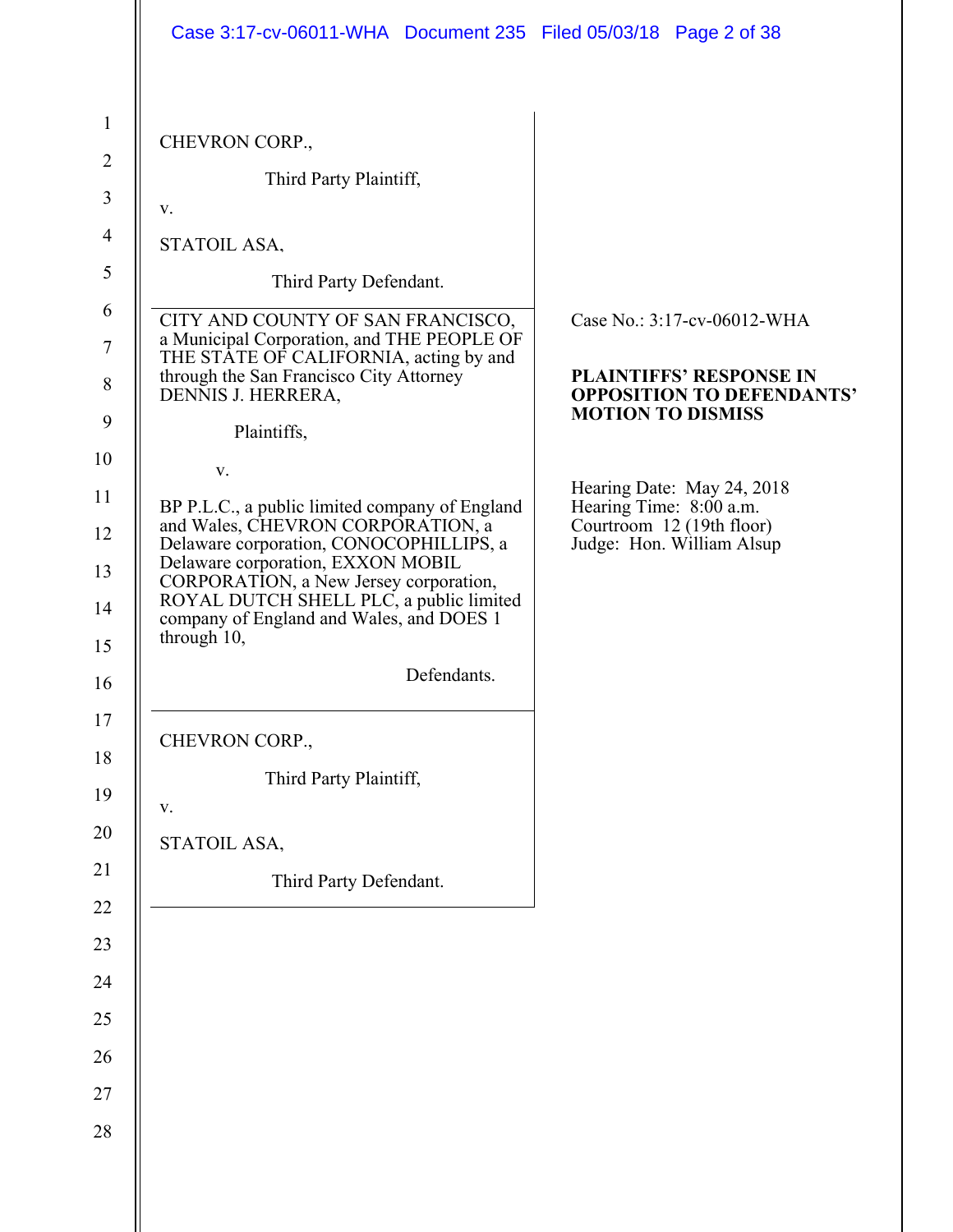CHEVRON CORP.,

Third Party Plaintiff,

v.

STATOIL ASA,

Third Party Defendant.

---

CITY AND COUNTY OF SAN FRANCISCO, a Municipal Corporation, and THE PEOPLE OF THE STATE OF CALIFORNIA, acting by and through the San Francisco City Attorney DENNIS J. HERRERA,

Plaintiffs,

v.

BP P.L.C., a public limited company of England and Wales, CHEVRON CORPORATION, a Delaware corporation, CONOCOPHILLIPS, a Delaware corporation, EXXON MOBIL CORPORATION, a New Jersey corporation, ROYAL DUTCH SHELL PLC, a public limited company of England and Wales, and DOES 1 through 10,

Defendants.

Case No.: 3:17-cv-06012-WHA

**PLAINTIFFS' RESPONSE IN OPPOSITION TO DEFENDANTS' MOTION TO DISMISS**

Hearing Date: May 24, 2018
Hearing Time: 8:00 a.m.
Courtroom 12 (19th floor)
Judge: Hon. William Alsup

---

CHEVRON CORP.,

Third Party Plaintiff,

v.

STATOIL ASA,

Third Party Defendant.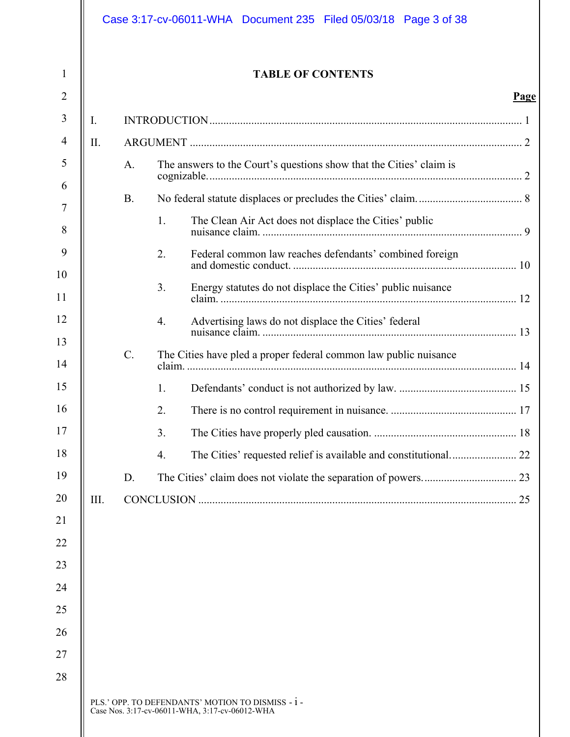## TABLE OF CONTENTS

| | Page |
|---|---|
| I. INTRODUCTION | 1 |
| II. ARGUMENT | 2 |
| A. The answers to the Court's questions show that the Cities' claim is cognizable. | 2 |
| B. No federal statute displaces or precludes the Cities' claim. | 8 |
| 1. The Clean Air Act does not displace the Cities' public nuisance claim. | 9 |
| 2. Federal common law reaches defendants' combined foreign and domestic conduct. | 10 |
| 3. Energy statutes do not displace the Cities' public nuisance claim. | 12 |
| 4. Advertising laws do not displace the Cities' federal nuisance claim. | 13 |
| C. The Cities have pled a proper federal common law public nuisance claim. | 14 |
| 1. Defendants' conduct is not authorized by law. | 15 |
| 2. There is no control requirement in nuisance. | 17 |
| 3. The Cities have properly pled causation. | 18 |
| 4. The Cities' requested relief is available and constitutional. | 22 |
| D. The Cities' claim does not violate the separation of powers. | 23 |
| III. CONCLUSION | 25 |

PLS.' OPP. TO DEFENDANTS' MOTION TO DISMISS
Case Nos. 3:17-cv-06011-WHA, 3:17-cv-06012-WHA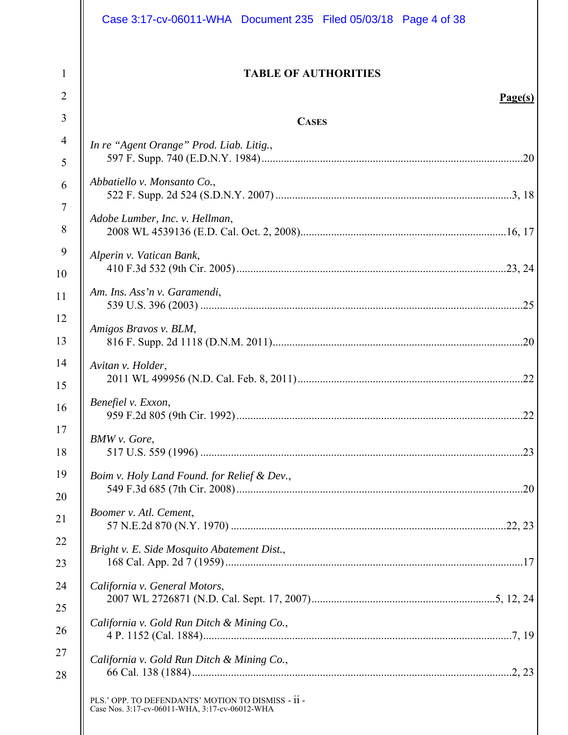# TABLE OF AUTHORITIES

**Page(s)**

## CASES

*In re "Agent Orange" Prod. Liab. Litig.*,
597 F. Supp. 740 (E.D.N.Y. 1984) .......... 20

*Abbatiello v. Monsanto Co.*,
522 F. Supp. 2d 524 (S.D.N.Y. 2007) .......... 3, 18

*Adobe Lumber, Inc. v. Hellman*,
2008 WL 4539136 (E.D. Cal. Oct. 2, 2008) .......... 16, 17

*Alperin v. Vatican Bank*,
410 F.3d 532 (9th Cir. 2005) .......... 23, 24

*Am. Ins. Ass'n v. Garamendi*,
539 U.S. 396 (2003) .......... 25

*Amigos Bravos v. BLM*,
816 F. Supp. 2d 1118 (D.N.M. 2011) .......... 20

*Avitan v. Holder*,
2011 WL 499956 (N.D. Cal. Feb. 8, 2011) .......... 22

*Benefiel v. Exxon*,
959 F.2d 805 (9th Cir. 1992) .......... 22

*BMW v. Gore*,
517 U.S. 559 (1996) .......... 23

*Boim v. Holy Land Found. for Relief & Dev.*,
549 F.3d 685 (7th Cir. 2008) .......... 20

*Boomer v. Atl. Cement*,
57 N.E.2d 870 (N.Y. 1970) .......... 22, 23

*Bright v. E. Side Mosquito Abatement Dist.*,
168 Cal. App. 2d 7 (1959) .......... 17

*California v. General Motors*,
2007 WL 2726871 (N.D. Cal. Sept. 17, 2007) .......... 5, 12, 24

*California v. Gold Run Ditch & Mining Co.*,
4 P. 1152 (Cal. 1884) .......... 7, 19

*California v. Gold Run Ditch & Mining Co.*,
66 Cal. 138 (1884) .......... 2, 23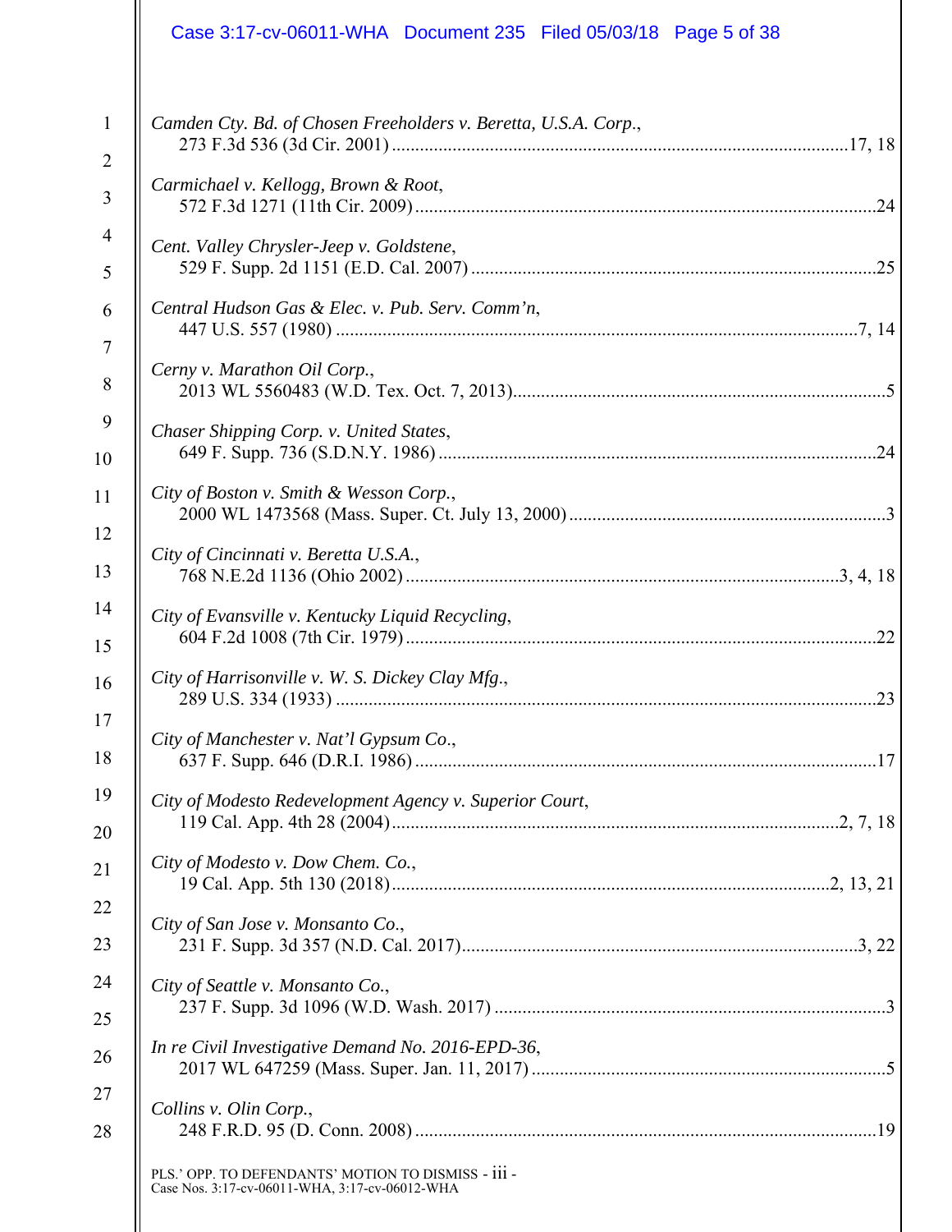*Camden Cty. Bd. of Chosen Freeholders v. Beretta, U.S.A. Corp.*,
273 F.3d 536 (3d Cir. 2001) .......... 17, 18

*Carmichael v. Kellogg, Brown & Root*,
572 F.3d 1271 (11th Cir. 2009) .......... 24

*Cent. Valley Chrysler-Jeep v. Goldstene*,
529 F. Supp. 2d 1151 (E.D. Cal. 2007) .......... 25

*Central Hudson Gas & Elec. v. Pub. Serv. Comm'n*,
447 U.S. 557 (1980) .......... 7, 14

*Cerny v. Marathon Oil Corp.*,
2013 WL 5560483 (W.D. Tex. Oct. 7, 2013) .......... 5

*Chaser Shipping Corp. v. United States*,
649 F. Supp. 736 (S.D.N.Y. 1986) .......... 24

*City of Boston v. Smith & Wesson Corp.*,
2000 WL 1473568 (Mass. Super. Ct. July 13, 2000) .......... 3

*City of Cincinnati v. Beretta U.S.A.*,
768 N.E.2d 1136 (Ohio 2002) .......... 3, 4, 18

*City of Evansville v. Kentucky Liquid Recycling*,
604 F.2d 1008 (7th Cir. 1979) .......... 22

*City of Harrisonville v. W. S. Dickey Clay Mfg.*,
289 U.S. 334 (1933) .......... 23

*City of Manchester v. Nat'l Gypsum Co.*,
637 F. Supp. 646 (D.R.I. 1986) .......... 17

*City of Modesto Redevelopment Agency v. Superior Court*,
119 Cal. App. 4th 28 (2004) .......... 2, 7, 18

*City of Modesto v. Dow Chem. Co.*,
19 Cal. App. 5th 130 (2018) .......... 2, 13, 21

*City of San Jose v. Monsanto Co.*,
231 F. Supp. 3d 357 (N.D. Cal. 2017) .......... 3, 22

*City of Seattle v. Monsanto Co.*,
237 F. Supp. 3d 1096 (W.D. Wash. 2017) .......... 3

*In re Civil Investigative Demand No. 2016-EPD-36*,
2017 WL 647259 (Mass. Super. Jan. 11, 2017) .......... 5

*Collins v. Olin Corp.*,
248 F.R.D. 95 (D. Conn. 2008) .......... 19

PLS.' OPP. TO DEFENDANTS' MOTION TO DISMISS
Case Nos. 3:17-cv-06011-WHA, 3:17-cv-06012-WHA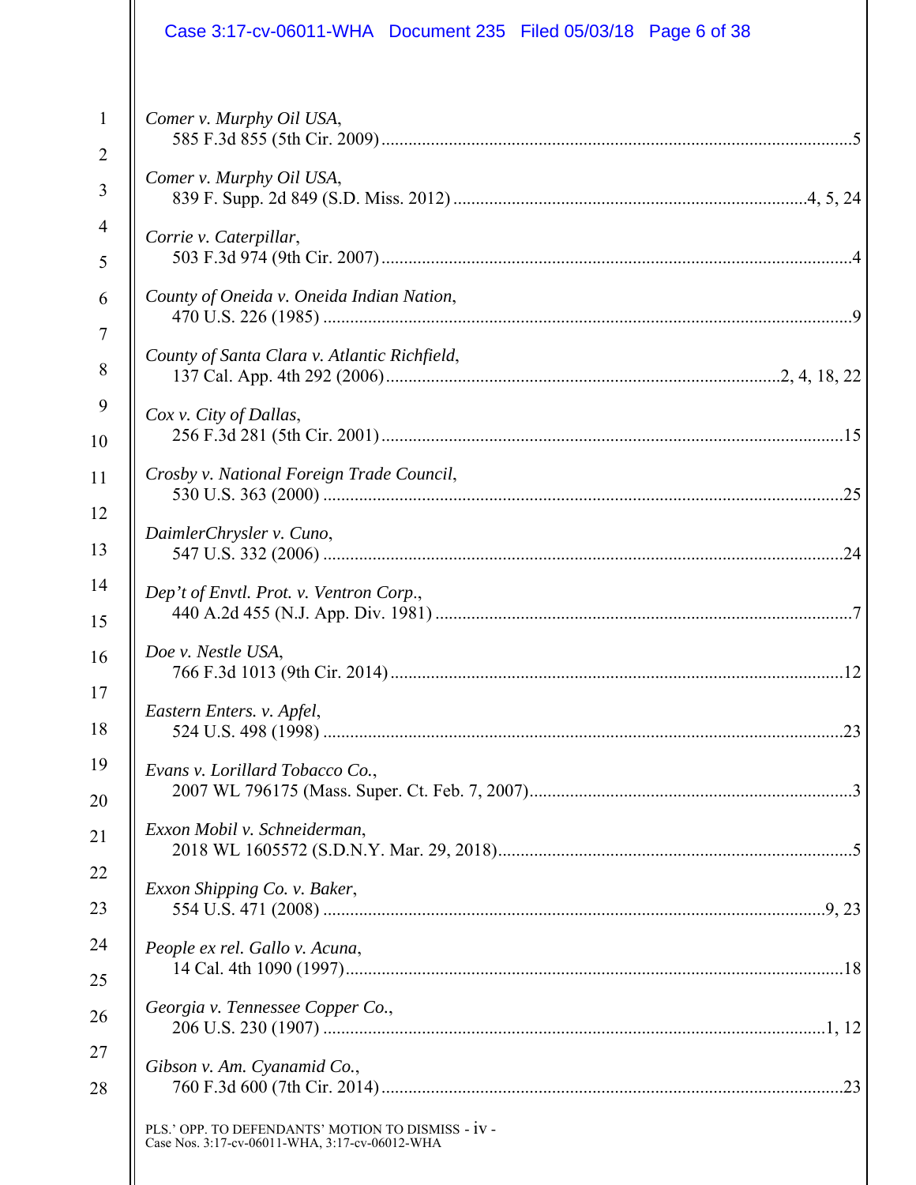*Comer v. Murphy Oil USA*,
585 F.3d 855 (5th Cir. 2009) ........................................................................................................5

*Comer v. Murphy Oil USA*,
839 F. Supp. 2d 849 (S.D. Miss. 2012) ..............................................................................4, 5, 24

*Corrie v. Caterpillar*,
503 F.3d 974 (9th Cir. 2007) ........................................................................................................4

*County of Oneida v. Oneida Indian Nation*,
470 U.S. 226 (1985) .....................................................................................................................9

*County of Santa Clara v. Atlantic Richfield*,
137 Cal. App. 4th 292 (2006) .......................................................................................2, 4, 18, 22

*Cox v. City of Dallas*,
256 F.3d 281 (5th Cir. 2001) ......................................................................................................15

*Crosby v. National Foreign Trade Council*,
530 U.S. 363 (2000) ...................................................................................................................25

*DaimlerChrysler v. Cuno*,
547 U.S. 332 (2006) ...................................................................................................................24

*Dep't of Envtl. Prot. v. Ventron Corp.*,
440 A.2d 455 (N.J. App. Div. 1981) ............................................................................................7

*Doe v. Nestle USA*,
766 F.3d 1013 (9th Cir. 2014) ....................................................................................................12

*Eastern Enters. v. Apfel*,
524 U.S. 498 (1998) ...................................................................................................................23

*Evans v. Lorillard Tobacco Co.*,
2007 WL 796175 (Mass. Super. Ct. Feb. 7, 2007).......................................................................3

*Exxon Mobil v. Schneiderman*,
2018 WL 1605572 (S.D.N.Y. Mar. 29, 2018)..............................................................................5

*Exxon Shipping Co. v. Baker*,
554 U.S. 471 (2008) ................................................................................................................9, 23

*People ex rel. Gallo v. Acuna*,
14 Cal. 4th 1090 (1997)..............................................................................................................18

*Georgia v. Tennessee Copper Co.*,
206 U.S. 230 (1907) ................................................................................................................1, 12

*Gibson v. Am. Cyanamid Co.*,
760 F.3d 600 (7th Cir. 2014) ......................................................................................................23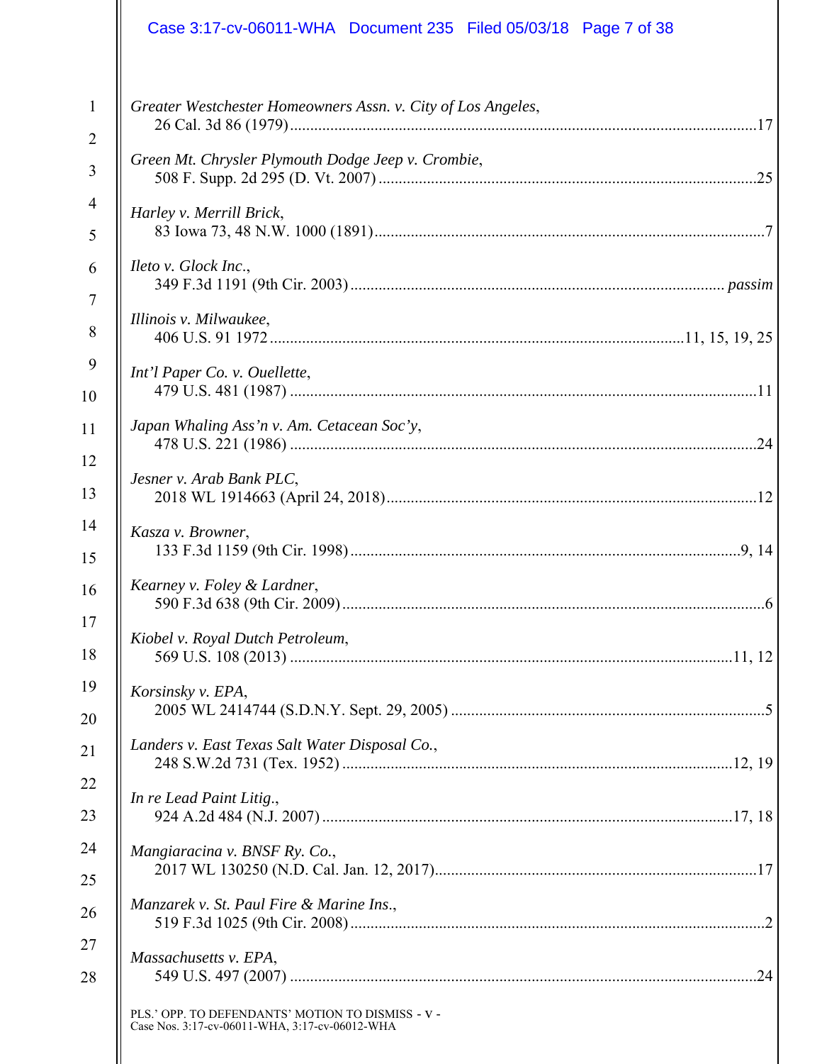*Greater Westchester Homeowners Assn. v. City of Los Angeles*, 26 Cal. 3d 86 (1979) .......... 17

*Green Mt. Chrysler Plymouth Dodge Jeep v. Crombie*, 508 F. Supp. 2d 295 (D. Vt. 2007) .......... 25

*Harley v. Merrill Brick*, 83 Iowa 73, 48 N.W. 1000 (1891) .......... 7

*Ileto v. Glock Inc*., 349 F.3d 1191 (9th Cir. 2003) .......... *passim*

*Illinois v. Milwaukee*, 406 U.S. 91 1972 .......... 11, 15, 19, 25

*Int'l Paper Co. v. Ouellette*, 479 U.S. 481 (1987) .......... 11

*Japan Whaling Ass'n v. Am. Cetacean Soc'y*, 478 U.S. 221 (1986) .......... 24

*Jesner v. Arab Bank PLC*, 2018 WL 1914663 (April 24, 2018) .......... 12

*Kasza v. Browner*, 133 F.3d 1159 (9th Cir. 1998) .......... 9, 14

*Kearney v. Foley & Lardner*, 590 F.3d 638 (9th Cir. 2009) .......... 6

*Kiobel v. Royal Dutch Petroleum*, 569 U.S. 108 (2013) .......... 11, 12

*Korsinsky v. EPA*, 2005 WL 2414744 (S.D.N.Y. Sept. 29, 2005) .......... 5

*Landers v. East Texas Salt Water Disposal Co.*, 248 S.W.2d 731 (Tex. 1952) .......... 12, 19

*In re Lead Paint Litig*., 924 A.2d 484 (N.J. 2007) .......... 17, 18

*Mangiaracina v. BNSF Ry. Co.*, 2017 WL 130250 (N.D. Cal. Jan. 12, 2017) .......... 17

*Manzarek v. St. Paul Fire & Marine Ins*., 519 F.3d 1025 (9th Cir. 2008) .......... 2

*Massachusetts v. EPA*, 549 U.S. 497 (2007) .......... 24

PLS.' OPP. TO DEFENDANTS' MOTION TO DISMISS - V -
Case Nos. 3:17-cv-06011-WHA, 3:17-cv-06012-WHA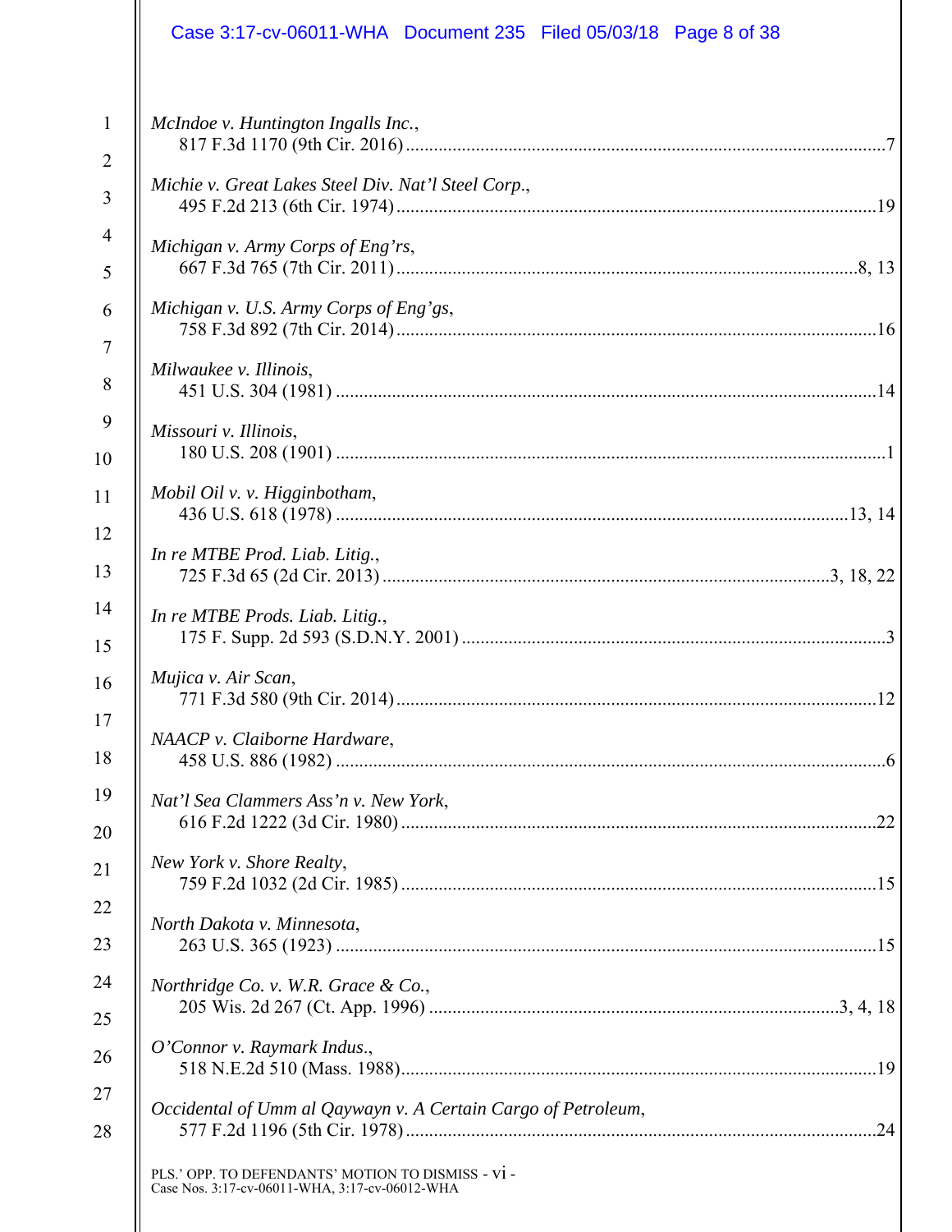*McIndoe v. Huntington Ingalls Inc.*,
817 F.3d 1170 (9th Cir. 2016) ....................................................................................................7

*Michie v. Great Lakes Steel Div. Nat'l Steel Corp.*,
495 F.2d 213 (6th Cir. 1974) ....................................................................................................19

*Michigan v. Army Corps of Eng'rs*,
667 F.3d 765 (7th Cir. 2011) ...............................................................................................8, 13

*Michigan v. U.S. Army Corps of Eng'gs*,
758 F.3d 892 (7th Cir. 2014) ....................................................................................................16

*Milwaukee v. Illinois*,
451 U.S. 304 (1981) ..................................................................................................................14

*Missouri v. Illinois*,
180 U.S. 208 (1901) ....................................................................................................................1

*Mobil Oil v. v. Higginbotham*,
436 U.S. 618 (1978) ...........................................................................................................13, 14

*In re MTBE Prod. Liab. Litig.*,
725 F.3d 65 (2d Cir. 2013) .............................................................................................3, 18, 22

*In re MTBE Prods. Liab. Litig.*,
175 F. Supp. 2d 593 (S.D.N.Y. 2001) ........................................................................................3

*Mujica v. Air Scan*,
771 F.3d 580 (9th Cir. 2014) ....................................................................................................12

*NAACP v. Claiborne Hardware*,
458 U.S. 886 (1982) ....................................................................................................................6

*Nat'l Sea Clammers Ass'n v. New York*,
616 F.2d 1222 (3d Cir. 1980) ....................................................................................................22

*New York v. Shore Realty*,
759 F.2d 1032 (2d Cir. 1985) ....................................................................................................15

*North Dakota v. Minnesota*,
263 U.S. 365 (1923) ..................................................................................................................15

*Northridge Co. v. W.R. Grace & Co.*,
205 Wis. 2d 267 (Ct. App. 1996) ......................................................................................3, 4, 18

*O'Connor v. Raymark Indus.*,
518 N.E.2d 510 (Mass. 1988)....................................................................................................19

*Occidental of Umm al Qaywayn v. A Certain Cargo of Petroleum*,
577 F.2d 1196 (5th Cir. 1978) ...................................................................................................24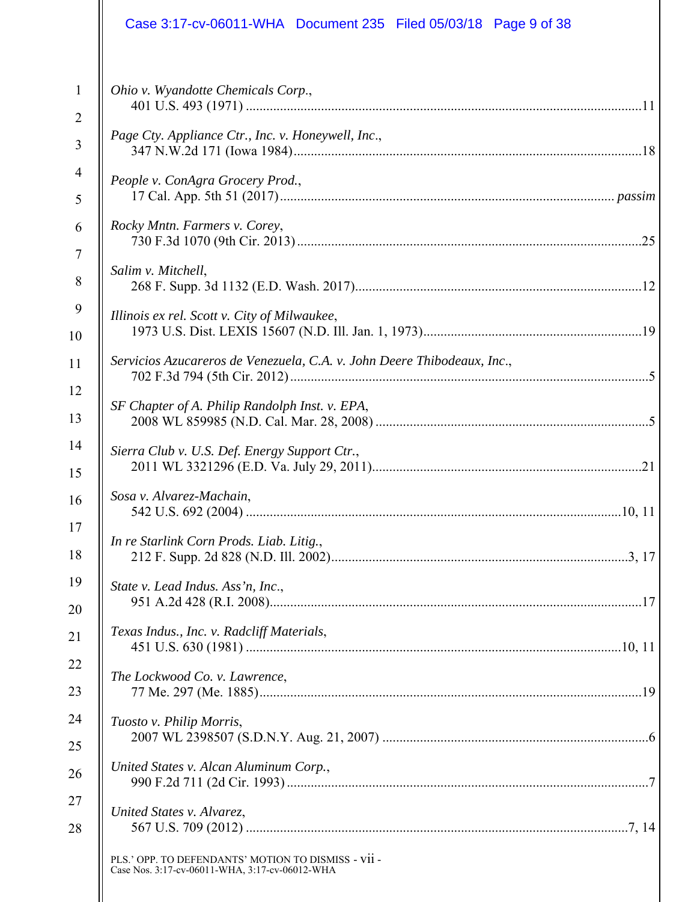*Ohio v. Wyandotte Chemicals Corp.*,
401 U.S. 493 (1971) ....................................................................................................11

*Page Cty. Appliance Ctr., Inc. v. Honeywell, Inc.*,
347 N.W.2d 171 (Iowa 1984)......................................................................................18

*People v. ConAgra Grocery Prod.*,
17 Cal. App. 5th 51 (2017)................................................................................. *passim*

*Rocky Mntn. Farmers v. Corey*,
730 F.3d 1070 (9th Cir. 2013)....................................................................................25

*Salim v. Mitchell*,
268 F. Supp. 3d 1132 (E.D. Wash. 2017)...................................................................12

*Illinois ex rel. Scott v. City of Milwaukee*,
1973 U.S. Dist. LEXIS 15607 (N.D. Ill. Jan. 1, 1973)................................................19

*Servicios Azucareros de Venezuela, C.A. v. John Deere Thibodeaux, Inc.*,
702 F.3d 794 (5th Cir. 2012)........................................................................................5

*SF Chapter of A. Philip Randolph Inst. v. EPA*,
2008 WL 859985 (N.D. Cal. Mar. 28, 2008) ...............................................................5

*Sierra Club v. U.S. Def. Energy Support Ctr.*,
2011 WL 3321296 (E.D. Va. July 29, 2011)..............................................................21

*Sosa v. Alvarez-Machain*,
542 U.S. 692 (2004) ............................................................................................10, 11

*In re Starlink Corn Prods. Liab. Litig.*,
212 F. Supp. 2d 828 (N.D. Ill. 2002)......................................................................3, 17

*State v. Lead Indus. Ass'n, Inc.*,
951 A.2d 428 (R.I. 2008)............................................................................................17

*Texas Indus., Inc. v. Radcliff Materials*,
451 U.S. 630 (1981) .............................................................................................10, 11

*The Lockwood Co. v. Lawrence*,
77 Me. 297 (Me. 1885)...............................................................................................19

*Tuosto v. Philip Morris*,
2007 WL 2398507 (S.D.N.Y. Aug. 21, 2007) .............................................................6

*United States v. Alcan Aluminum Corp.*,
990 F.2d 711 (2d Cir. 1993) ........................................................................................7

*United States v. Alvarez*,
567 U.S. 709 (2012) ...............................................................................................7, 14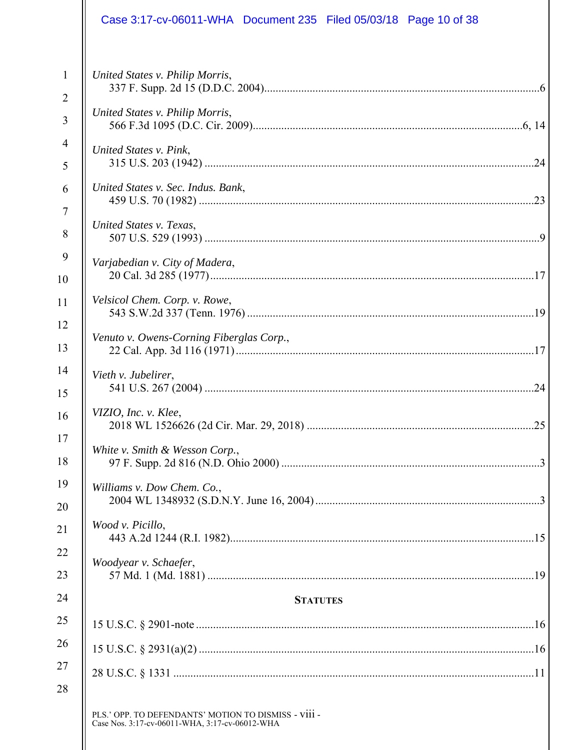*United States v. Philip Morris*,
337 F. Supp. 2d 15 (D.D.C. 2004)......6

*United States v. Philip Morris*,
566 F.3d 1095 (D.C. Cir. 2009)......6, 14

*United States v. Pink*,
315 U.S. 203 (1942)......24

*United States v. Sec. Indus. Bank*,
459 U.S. 70 (1982)......23

*United States v. Texas*,
507 U.S. 529 (1993)......9

*Varjabedian v. City of Madera*,
20 Cal. 3d 285 (1977)......17

*Velsicol Chem. Corp. v. Rowe*,
543 S.W.2d 337 (Tenn. 1976)......19

*Venuto v. Owens-Corning Fiberglas Corp.*,
22 Cal. App. 3d 116 (1971)......17

*Vieth v. Jubelirer*,
541 U.S. 267 (2004)......24

*VIZIO, Inc. v. Klee*,
2018 WL 1526626 (2d Cir. Mar. 29, 2018)......25

*White v. Smith & Wesson Corp.*,
97 F. Supp. 2d 816 (N.D. Ohio 2000)......3

*Williams v. Dow Chem. Co.*,
2004 WL 1348932 (S.D.N.Y. June 16, 2004)......3

*Wood v. Picillo*,
443 A.2d 1244 (R.I. 1982)......15

*Woodyear v. Schaefer*,
57 Md. 1 (Md. 1881)......19

## STATUTES

15 U.S.C. § 2901-note......16

15 U.S.C. § 2931(a)(2)......16

28 U.S.C. § 1331......11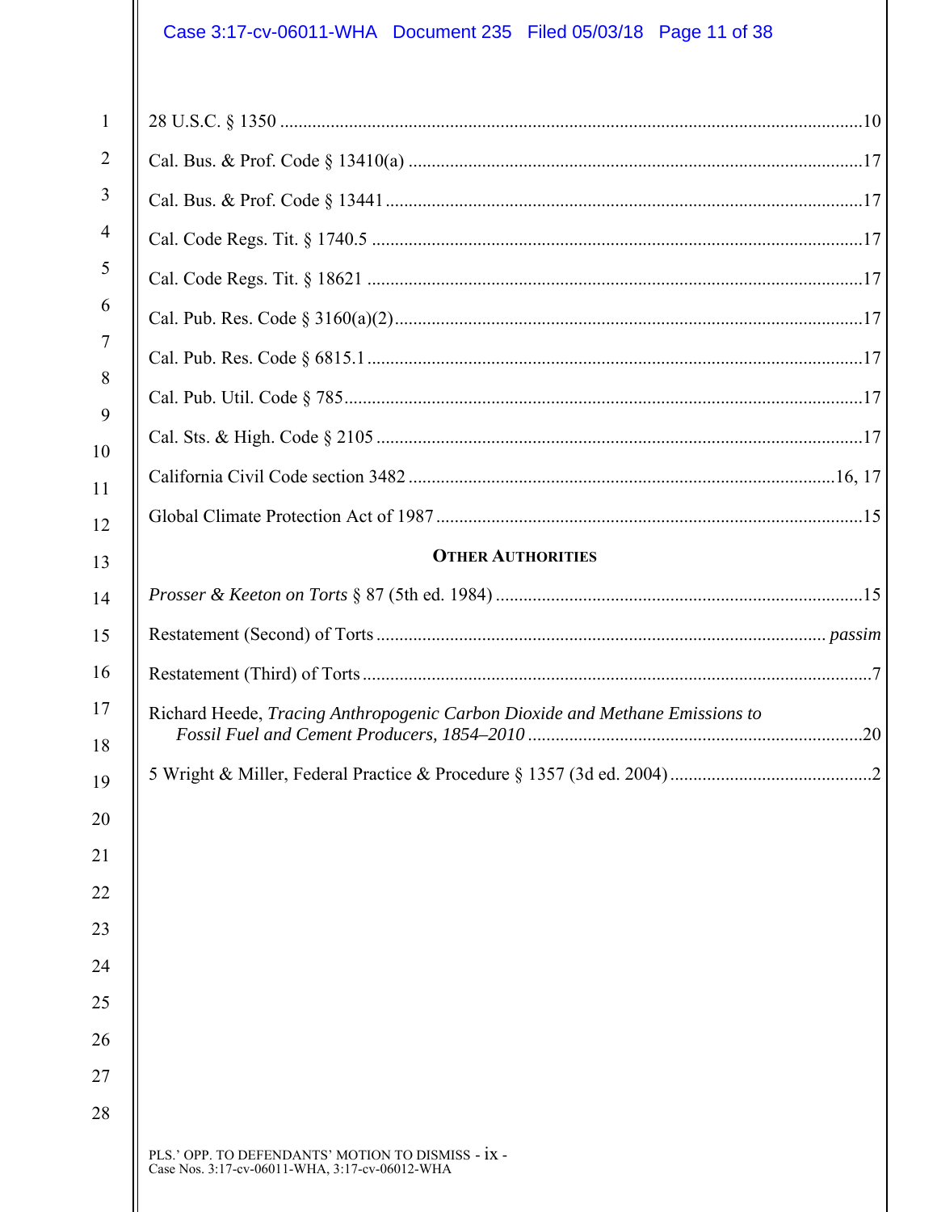28 U.S.C. § 1350 .....10

Cal. Bus. & Prof. Code § 13410(a) .....17

Cal. Bus. & Prof. Code § 13441 .....17

Cal. Code Regs. Tit. § 1740.5 .....17

Cal. Code Regs. Tit. § 18621 .....17

Cal. Pub. Res. Code § 3160(a)(2) .....17

Cal. Pub. Res. Code § 6815.1 .....17

Cal. Pub. Util. Code § 785 .....17

Cal. Sts. & High. Code § 2105 .....17

California Civil Code section 3482 .....16, 17

Global Climate Protection Act of 1987 .....15

**OTHER AUTHORITIES**

*Prosser & Keeton on Torts* § 87 (5th ed. 1984) .....15

Restatement (Second) of Torts ..... *passim*

Restatement (Third) of Torts .....7

Richard Heede, *Tracing Anthropogenic Carbon Dioxide and Methane Emissions to Fossil Fuel and Cement Producers, 1854–2010* .....20

5 Wright & Miller, Federal Practice & Procedure § 1357 (3d ed. 2004) .....2

PLS.' OPP. TO DEFENDANTS' MOTION TO DISMISS
Case Nos. 3:17-cv-06011-WHA, 3:17-cv-06012-WHA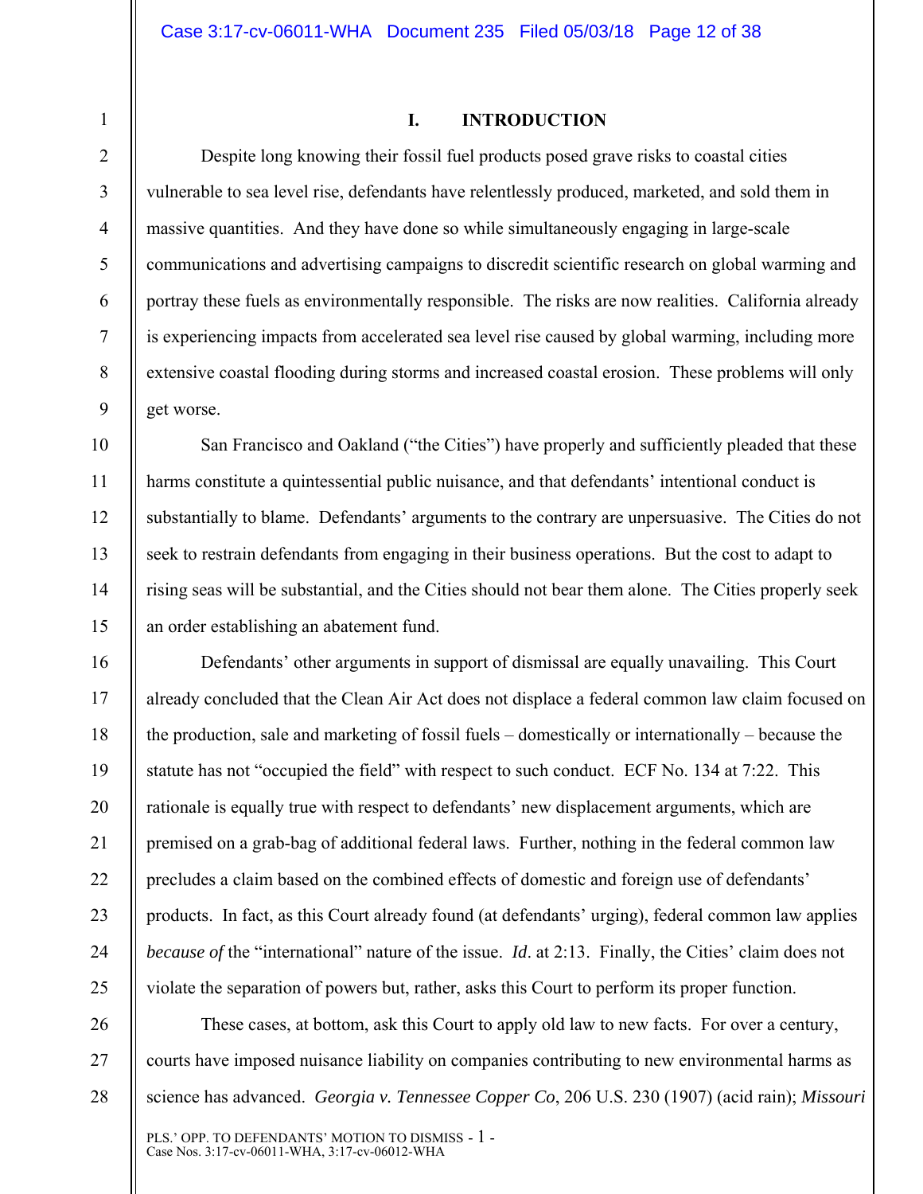# I. INTRODUCTION

Despite long knowing their fossil fuel products posed grave risks to coastal cities vulnerable to sea level rise, defendants have relentlessly produced, marketed, and sold them in massive quantities. And they have done so while simultaneously engaging in large-scale communications and advertising campaigns to discredit scientific research on global warming and portray these fuels as environmentally responsible. The risks are now realities. California already is experiencing impacts from accelerated sea level rise caused by global warming, including more extensive coastal flooding during storms and increased coastal erosion. These problems will only get worse.

San Francisco and Oakland ("the Cities") have properly and sufficiently pleaded that these harms constitute a quintessential public nuisance, and that defendants' intentional conduct is substantially to blame. Defendants' arguments to the contrary are unpersuasive. The Cities do not seek to restrain defendants from engaging in their business operations. But the cost to adapt to rising seas will be substantial, and the Cities should not bear them alone. The Cities properly seek an order establishing an abatement fund.

Defendants' other arguments in support of dismissal are equally unavailing. This Court already concluded that the Clean Air Act does not displace a federal common law claim focused on the production, sale and marketing of fossil fuels – domestically or internationally – because the statute has not "occupied the field" with respect to such conduct. ECF No. 134 at 7:22. This rationale is equally true with respect to defendants' new displacement arguments, which are premised on a grab-bag of additional federal laws. Further, nothing in the federal common law precludes a claim based on the combined effects of domestic and foreign use of defendants' products. In fact, as this Court already found (at defendants' urging), federal common law applies *because of* the "international" nature of the issue. *Id*. at 2:13. Finally, the Cities' claim does not violate the separation of powers but, rather, asks this Court to perform its proper function.

These cases, at bottom, ask this Court to apply old law to new facts. For over a century, courts have imposed nuisance liability on companies contributing to new environmental harms as science has advanced. *Georgia v. Tennessee Copper Co*, 206 U.S. 230 (1907) (acid rain); *Missouri*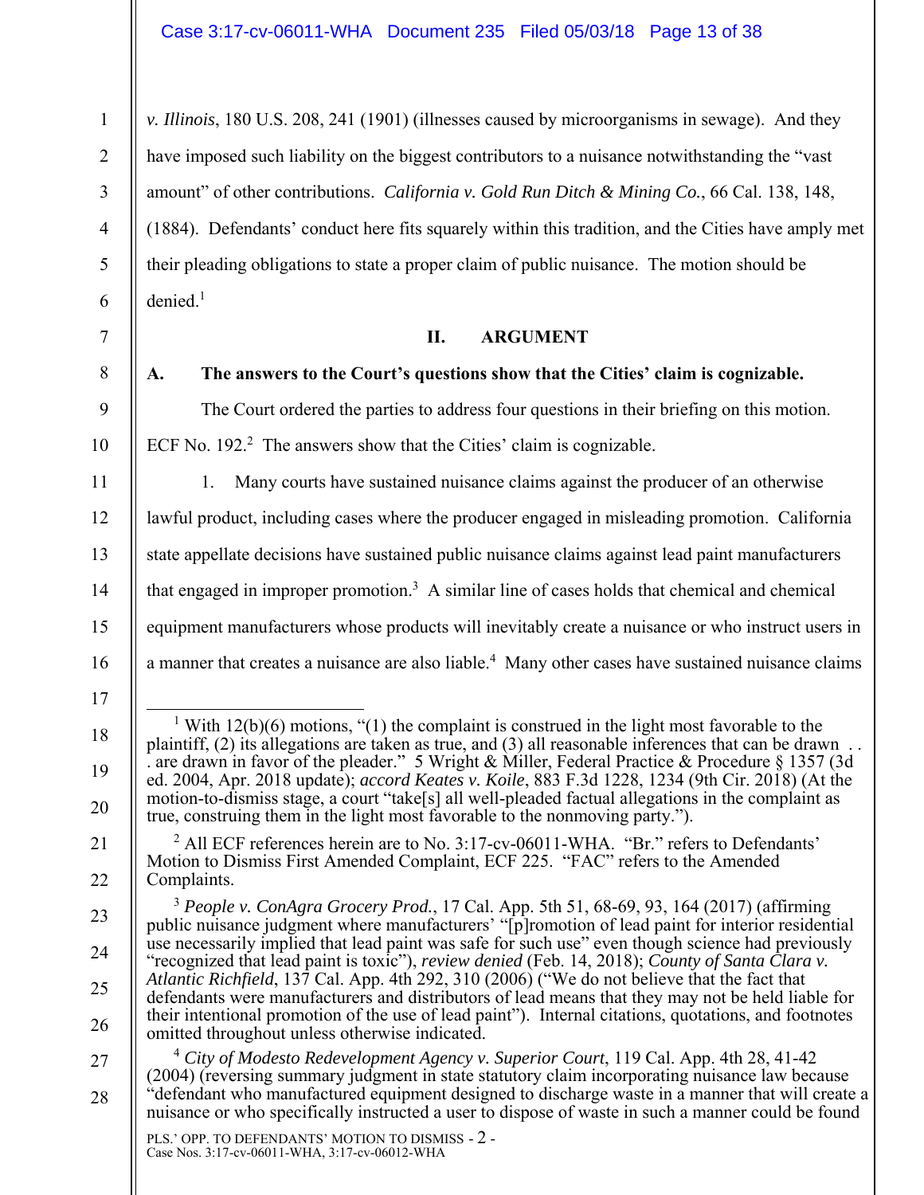*v. Illinois*, 180 U.S. 208, 241 (1901) (illnesses caused by microorganisms in sewage). And they have imposed such liability on the biggest contributors to a nuisance notwithstanding the "vast amount" of other contributions. *California v. Gold Run Ditch & Mining Co.*, 66 Cal. 138, 148, (1884). Defendants' conduct here fits squarely within this tradition, and the Cities have amply met their pleading obligations to state a proper claim of public nuisance. The motion should be denied.[1]

## II. ARGUMENT

### A. The answers to the Court's questions show that the Cities' claim is cognizable.

The Court ordered the parties to address four questions in their briefing on this motion. ECF No. 192.[2] The answers show that the Cities' claim is cognizable.

1. Many courts have sustained nuisance claims against the producer of an otherwise lawful product, including cases where the producer engaged in misleading promotion. California state appellate decisions have sustained public nuisance claims against lead paint manufacturers that engaged in improper promotion.[3] A similar line of cases holds that chemical and chemical equipment manufacturers whose products will inevitably create a nuisance or who instruct users in a manner that creates a nuisance are also liable.[4] Many other cases have sustained nuisance claims

---

[1] With 12(b)(6) motions, "(1) the complaint is construed in the light most favorable to the plaintiff, (2) its allegations are taken as true, and (3) all reasonable inferences that can be drawn . . . are drawn in favor of the pleader." 5 Wright & Miller, Federal Practice & Procedure § 1357 (3d ed. 2004, Apr. 2018 update); *accord Keates v. Koile*, 883 F.3d 1228, 1234 (9th Cir. 2018) (At the motion-to-dismiss stage, a court "take[s] all well-pleaded factual allegations in the complaint as true, construing them in the light most favorable to the nonmoving party.").

[2] All ECF references herein are to No. 3:17-cv-06011-WHA. "Br." refers to Defendants' Motion to Dismiss First Amended Complaint, ECF 225. "FAC" refers to the Amended Complaints.

[3] *People v. ConAgra Grocery Prod.*, 17 Cal. App. 5th 51, 68-69, 93, 164 (2017) (affirming public nuisance judgment where manufacturers' "[p]romotion of lead paint for interior residential use necessarily implied that lead paint was safe for such use" even though science had previously "recognized that lead paint is toxic"), *review denied* (Feb. 14, 2018); *County of Santa Clara v. Atlantic Richfield*, 137 Cal. App. 4th 292, 310 (2006) ("We do not believe that the fact that defendants were manufacturers and distributors of lead means that they may not be held liable for their intentional promotion of the use of lead paint"). Internal citations, quotations, and footnotes omitted throughout unless otherwise indicated.

[4] *City of Modesto Redevelopment Agency v. Superior Court*, 119 Cal. App. 4th 28, 41-42 (2004) (reversing summary judgment in state statutory claim incorporating nuisance law because "defendant who manufactured equipment designed to discharge waste in a manner that will create a nuisance or who specifically instructed a user to dispose of waste in such a manner could be found

PLS.' OPP. TO DEFENDANTS' MOTION TO DISMISS - 2 -
Case Nos. 3:17-cv-06011-WHA, 3:17-cv-06012-WHA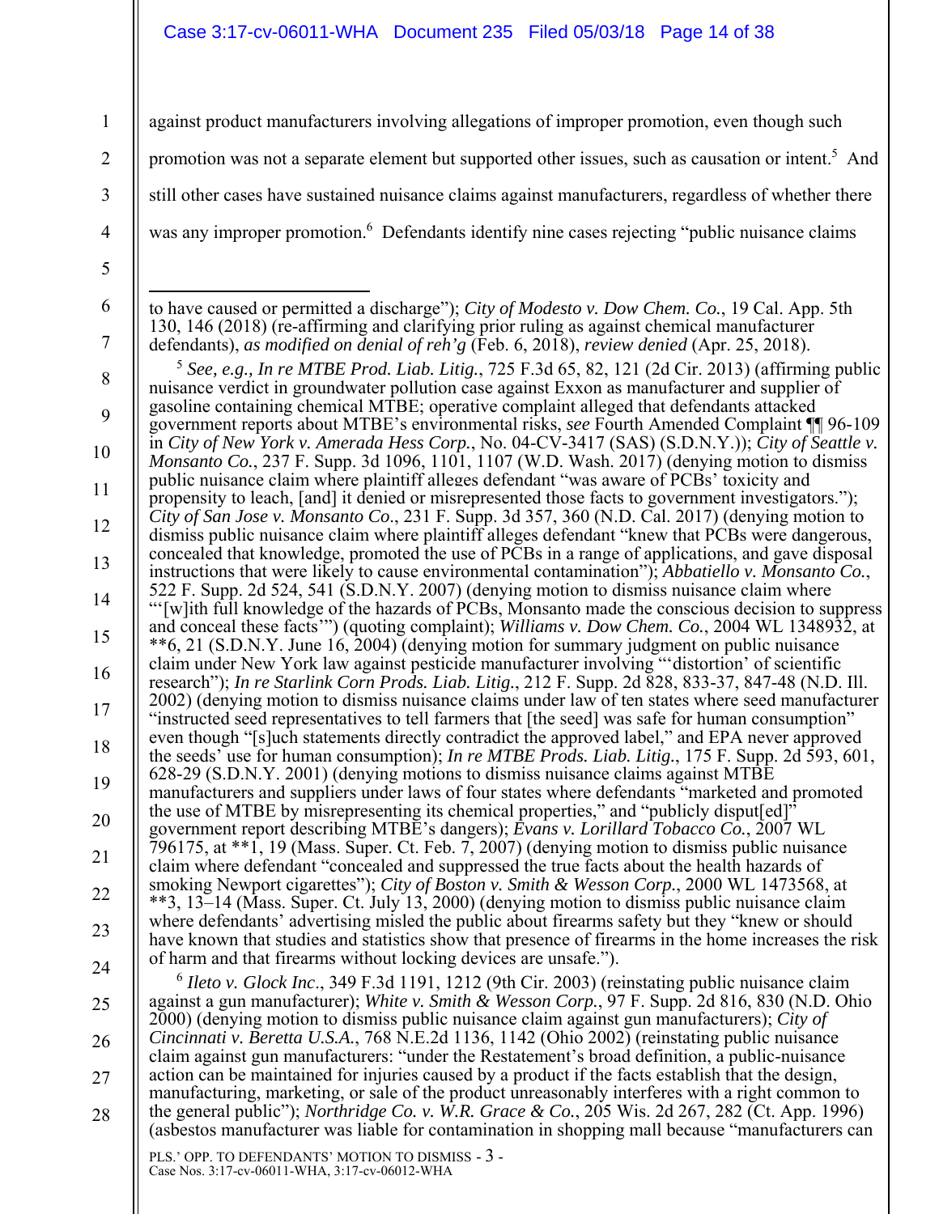against product manufacturers involving allegations of improper promotion, even though such promotion was not a separate element but supported other issues, such as causation or intent.[5] And still other cases have sustained nuisance claims against manufacturers, regardless of whether there was any improper promotion.[6] Defendants identify nine cases rejecting "public nuisance claims

---

to have caused or permitted a discharge"); *City of Modesto v. Dow Chem. Co.*, 19 Cal. App. 5th 130, 146 (2018) (re-affirming and clarifying prior ruling as against chemical manufacturer defendants), *as modified on denial of reh'g* (Feb. 6, 2018), *review denied* (Apr. 25, 2018).

[5] *See, e.g., In re MTBE Prod. Liab. Litig.*, 725 F.3d 65, 82, 121 (2d Cir. 2013) (affirming public nuisance verdict in groundwater pollution case against Exxon as manufacturer and supplier of gasoline containing chemical MTBE; operative complaint alleged that defendants attacked government reports about MTBE's environmental risks, *see* Fourth Amended Complaint ¶¶ 96-109 in *City of New York v. Amerada Hess Corp.*, No. 04-CV-3417 (SAS) (S.D.N.Y.)); *City of Seattle v. Monsanto Co.*, 237 F. Supp. 3d 1096, 1101, 1107 (W.D. Wash. 2017) (denying motion to dismiss public nuisance claim where plaintiff alleges defendant "was aware of PCBs' toxicity and propensity to leach, [and] it denied or misrepresented those facts to government investigators."); *City of San Jose v. Monsanto Co.*, 231 F. Supp. 3d 357, 360 (N.D. Cal. 2017) (denying motion to dismiss public nuisance claim where plaintiff alleges defendant "knew that PCBs were dangerous, concealed that knowledge, promoted the use of PCBs in a range of applications, and gave disposal instructions that were likely to cause environmental contamination"); *Abbatiello v. Monsanto Co.*, 522 F. Supp. 2d 524, 541 (S.D.N.Y. 2007) (denying motion to dismiss nuisance claim where "'[w]ith full knowledge of the hazards of PCBs, Monsanto made the conscious decision to suppress and conceal these facts'") (quoting complaint); *Williams v. Dow Chem. Co.*, 2004 WL 1348932, at **6, 21 (S.D.N.Y. June 16, 2004) (denying motion for summary judgment on public nuisance claim under New York law against pesticide manufacturer involving "'distortion' of scientific research"); *In re Starlink Corn Prods. Liab. Litig.*, 212 F. Supp. 2d 828, 833-37, 847-48 (N.D. Ill. 2002) (denying motion to dismiss nuisance claims under law of ten states where seed manufacturer "instructed seed representatives to tell farmers that [the seed] was safe for human consumption" even though "[s]uch statements directly contradict the approved label," and EPA never approved the seeds' use for human consumption); *In re MTBE Prods. Liab. Litig.*, 175 F. Supp. 2d 593, 601, 628-29 (S.D.N.Y. 2001) (denying motions to dismiss nuisance claims against MTBE manufacturers and suppliers under laws of four states where defendants "marketed and promoted the use of MTBE by misrepresenting its chemical properties," and "publicly disput[ed]" government report describing MTBE's dangers); *Evans v. Lorillard Tobacco Co.*, 2007 WL 796175, at **1, 19 (Mass. Super. Ct. Feb. 7, 2007) (denying motion to dismiss public nuisance claim where defendant "concealed and suppressed the true facts about the health hazards of smoking Newport cigarettes"); *City of Boston v. Smith & Wesson Corp.*, 2000 WL 1473568, at **3, 13–14 (Mass. Super. Ct. July 13, 2000) (denying motion to dismiss public nuisance claim where defendants' advertising misled the public about firearms safety but they "knew or should have known that studies and statistics show that presence of firearms in the home increases the risk of harm and that firearms without locking devices are unsafe.").

[6] *Ileto v. Glock Inc*., 349 F.3d 1191, 1212 (9th Cir. 2003) (reinstating public nuisance claim against a gun manufacturer); *White v. Smith & Wesson Corp.*, 97 F. Supp. 2d 816, 830 (N.D. Ohio 2000) (denying motion to dismiss public nuisance claim against gun manufacturers); *City of Cincinnati v. Beretta U.S.A.*, 768 N.E.2d 1136, 1142 (Ohio 2002) (reinstating public nuisance claim against gun manufacturers: "under the Restatement's broad definition, a public-nuisance action can be maintained for injuries caused by a product if the facts establish that the design, manufacturing, marketing, or sale of the product unreasonably interferes with a right common to the general public"); *Northridge Co. v. W.R. Grace & Co.*, 205 Wis. 2d 267, 282 (Ct. App. 1996) (asbestos manufacturer was liable for contamination in shopping mall because "manufacturers can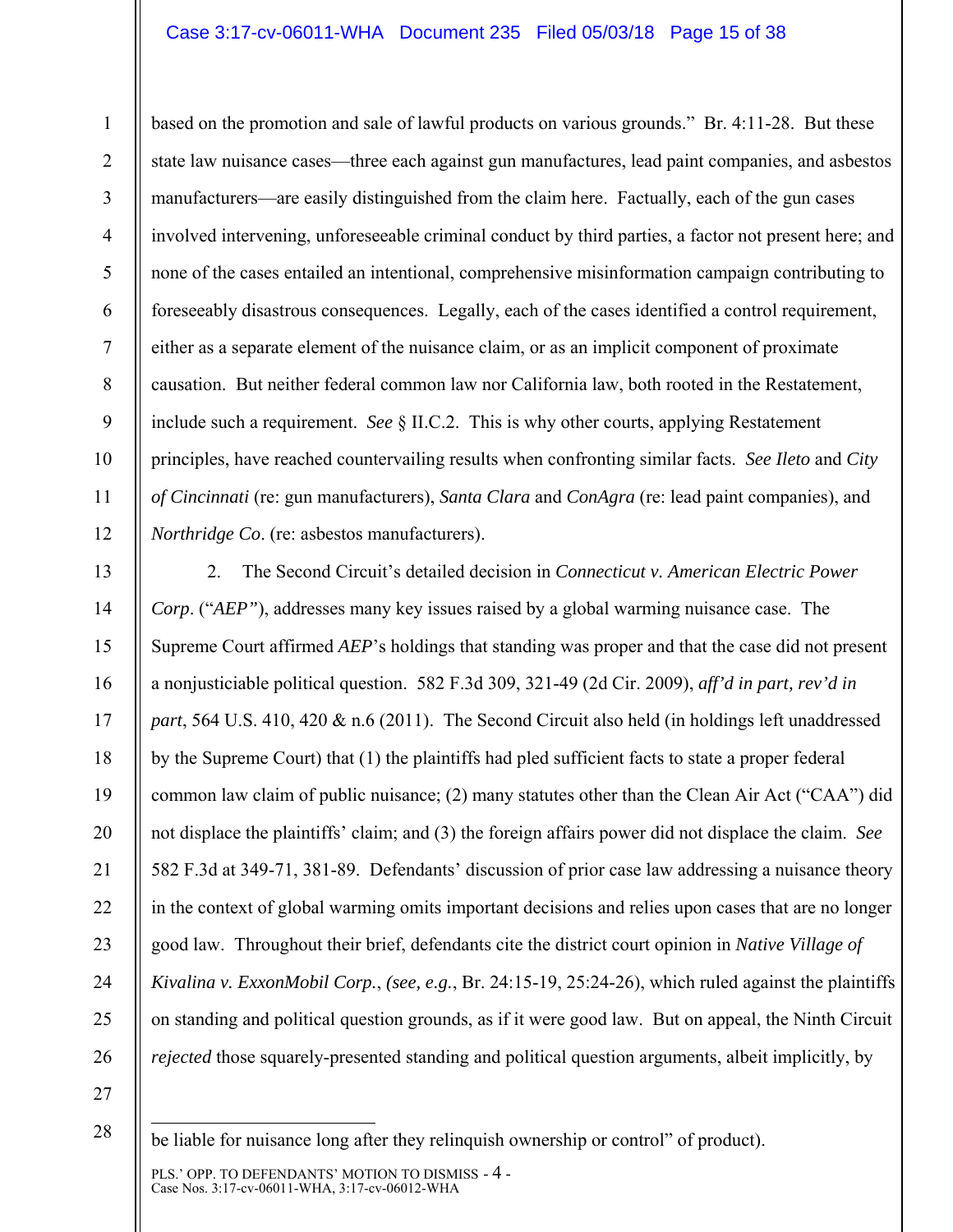based on the promotion and sale of lawful products on various grounds." Br. 4:11-28. But these state law nuisance cases—three each against gun manufactures, lead paint companies, and asbestos manufacturers—are easily distinguished from the claim here. Factually, each of the gun cases involved intervening, unforeseeable criminal conduct by third parties, a factor not present here; and none of the cases entailed an intentional, comprehensive misinformation campaign contributing to foreseeably disastrous consequences. Legally, each of the cases identified a control requirement, either as a separate element of the nuisance claim, or as an implicit component of proximate causation. But neither federal common law nor California law, both rooted in the Restatement, include such a requirement. *See* § II.C.2. This is why other courts, applying Restatement principles, have reached countervailing results when confronting similar facts. *See Ileto* and *City of Cincinnati* (re: gun manufacturers), *Santa Clara* and *ConAgra* (re: lead paint companies), and *Northridge Co*. (re: asbestos manufacturers).

2. The Second Circuit's detailed decision in *Connecticut v. American Electric Power Corp*. ("*AEP"*), addresses many key issues raised by a global warming nuisance case. The Supreme Court affirmed *AEP*'s holdings that standing was proper and that the case did not present a nonjusticiable political question. 582 F.3d 309, 321-49 (2d Cir. 2009), *aff'd in part, rev'd in part*, 564 U.S. 410, 420 & n.6 (2011). The Second Circuit also held (in holdings left unaddressed by the Supreme Court) that (1) the plaintiffs had pled sufficient facts to state a proper federal common law claim of public nuisance; (2) many statutes other than the Clean Air Act ("CAA") did not displace the plaintiffs' claim; and (3) the foreign affairs power did not displace the claim. *See* 582 F.3d at 349-71, 381-89. Defendants' discussion of prior case law addressing a nuisance theory in the context of global warming omits important decisions and relies upon cases that are no longer good law. Throughout their brief, defendants cite the district court opinion in *Native Village of Kivalina v. ExxonMobil Corp.*, *(see, e.g.*, Br. 24:15-19, 25:24-26), which ruled against the plaintiffs on standing and political question grounds, as if it were good law. But on appeal, the Ninth Circuit *rejected* those squarely-presented standing and political question arguments, albeit implicitly, by

---

be liable for nuisance long after they relinquish ownership or control" of product).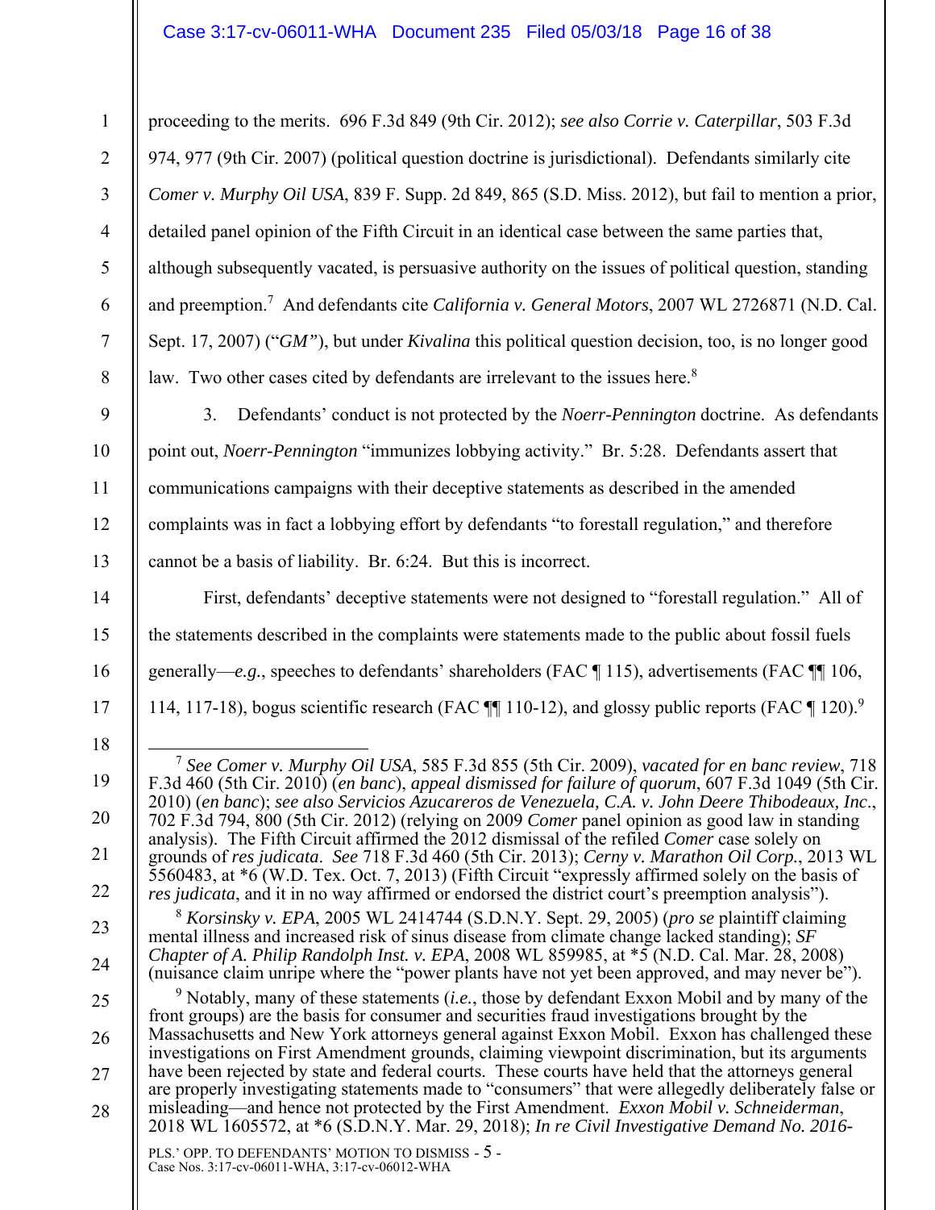proceeding to the merits. 696 F.3d 849 (9th Cir. 2012); *see also Corrie v. Caterpillar*, 503 F.3d 974, 977 (9th Cir. 2007) (political question doctrine is jurisdictional). Defendants similarly cite *Comer v. Murphy Oil USA*, 839 F. Supp. 2d 849, 865 (S.D. Miss. 2012), but fail to mention a prior, detailed panel opinion of the Fifth Circuit in an identical case between the same parties that, although subsequently vacated, is persuasive authority on the issues of political question, standing and preemption.[7] And defendants cite *California v. General Motors*, 2007 WL 2726871 (N.D. Cal. Sept. 17, 2007) ("*GM*"), but under *Kivalina* this political question decision, too, is no longer good law. Two other cases cited by defendants are irrelevant to the issues here.[8]

3. Defendants' conduct is not protected by the *Noerr-Pennington* doctrine. As defendants point out, *Noerr-Pennington* "immunizes lobbying activity." Br. 5:28. Defendants assert that communications campaigns with their deceptive statements as described in the amended complaints was in fact a lobbying effort by defendants "to forestall regulation," and therefore cannot be a basis of liability. Br. 6:24. But this is incorrect.

First, defendants' deceptive statements were not designed to "forestall regulation." All of the statements described in the complaints were statements made to the public about fossil fuels generally—*e.g.*, speeches to defendants' shareholders (FAC ¶ 115), advertisements (FAC ¶¶ 106, 114, 117-18), bogus scientific research (FAC ¶¶ 110-12), and glossy public reports (FAC ¶ 120).[9]

---

[7] *See Comer v. Murphy Oil USA*, 585 F.3d 855 (5th Cir. 2009), *vacated for en banc review*, 718 F.3d 460 (5th Cir. 2010) (*en banc*), *appeal dismissed for failure of quorum*, 607 F.3d 1049 (5th Cir. 2010) (*en banc*); *see also Servicios Azucareros de Venezuela, C.A. v. John Deere Thibodeaux, Inc*., 702 F.3d 794, 800 (5th Cir. 2012) (relying on 2009 *Comer* panel opinion as good law in standing analysis). The Fifth Circuit affirmed the 2012 dismissal of the refiled *Comer* case solely on grounds of *res judicata*. *See* 718 F.3d 460 (5th Cir. 2013); *Cerny v. Marathon Oil Corp.*, 2013 WL 5560483, at *6 (W.D. Tex. Oct. 7, 2013) (Fifth Circuit "expressly affirmed solely on the basis of *res judicata*, and it in no way affirmed or endorsed the district court's preemption analysis").

[8] *Korsinsky v. EPA*, 2005 WL 2414744 (S.D.N.Y. Sept. 29, 2005) (*pro se* plaintiff claiming mental illness and increased risk of sinus disease from climate change lacked standing); *SF Chapter of A. Philip Randolph Inst. v. EPA*, 2008 WL 859985, at *5 (N.D. Cal. Mar. 28, 2008) (nuisance claim unripe where the "power plants have not yet been approved, and may never be").

[9] Notably, many of these statements (*i.e.*, those by defendant Exxon Mobil and by many of the front groups) are the basis for consumer and securities fraud investigations brought by the Massachusetts and New York attorneys general against Exxon Mobil. Exxon has challenged these investigations on First Amendment grounds, claiming viewpoint discrimination, but its arguments have been rejected by state and federal courts. These courts have held that the attorneys general are properly investigating statements made to "consumers" that were allegedly deliberately false or misleading—and hence not protected by the First Amendment. *Exxon Mobil v. Schneiderman*, 2018 WL 1605572, at *6 (S.D.N.Y. Mar. 29, 2018); *In re Civil Investigative Demand No. 2016-*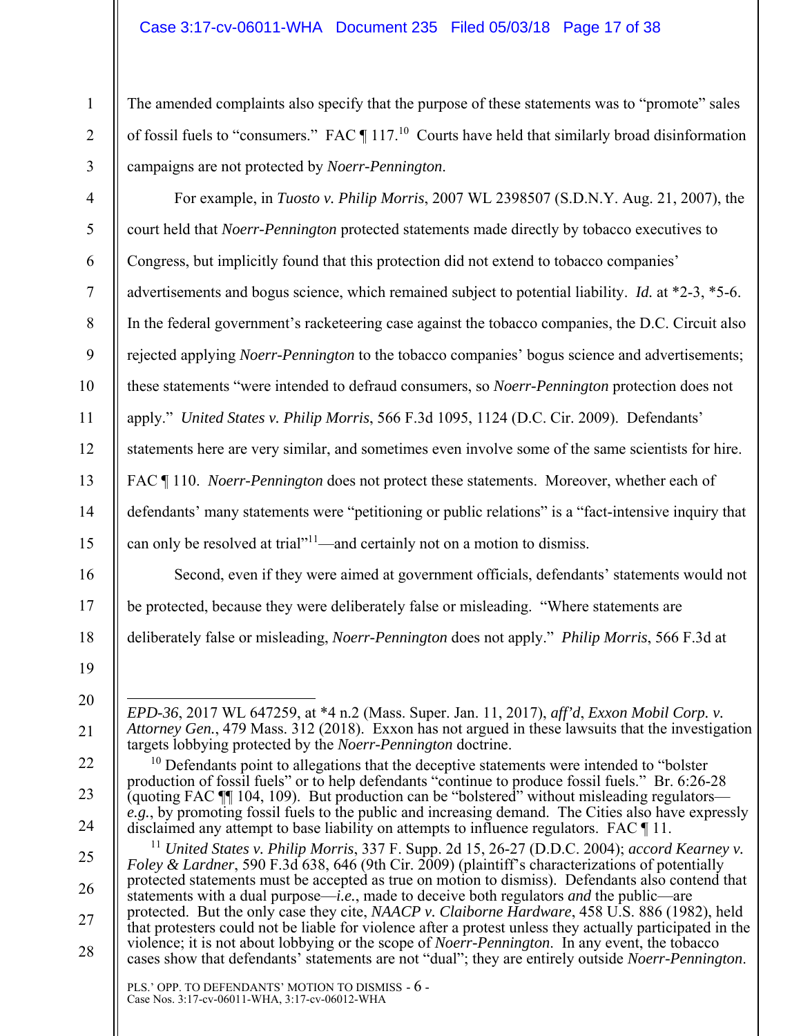The amended complaints also specify that the purpose of these statements was to "promote" sales of fossil fuels to "consumers." FAC ¶ 117.[10] Courts have held that similarly broad disinformation campaigns are not protected by *Noerr-Pennington*.

For example, in *Tuosto v. Philip Morris*, 2007 WL 2398507 (S.D.N.Y. Aug. 21, 2007), the court held that *Noerr-Pennington* protected statements made directly by tobacco executives to Congress, but implicitly found that this protection did not extend to tobacco companies' advertisements and bogus science, which remained subject to potential liability. *Id.* at *2-3, *5-6. In the federal government's racketeering case against the tobacco companies, the D.C. Circuit also rejected applying *Noerr-Pennington* to the tobacco companies' bogus science and advertisements; these statements "were intended to defraud consumers, so *Noerr-Pennington* protection does not apply." *United States v. Philip Morris*, 566 F.3d 1095, 1124 (D.C. Cir. 2009). Defendants' statements here are very similar, and sometimes even involve some of the same scientists for hire. FAC ¶ 110. *Noerr-Pennington* does not protect these statements. Moreover, whether each of defendants' many statements were "petitioning or public relations" is a "fact-intensive inquiry that can only be resolved at trial"[11]—and certainly not on a motion to dismiss.

Second, even if they were aimed at government officials, defendants' statements would not be protected, because they were deliberately false or misleading. "Where statements are deliberately false or misleading, *Noerr-Pennington* does not apply." *Philip Morris*, 566 F.3d at

---

*EPD-36*, 2017 WL 647259, at *4 n.2 (Mass. Super. Jan. 11, 2017), *aff'd*, *Exxon Mobil Corp. v. Attorney Gen.*, 479 Mass. 312 (2018). Exxon has not argued in these lawsuits that the investigation targets lobbying protected by the *Noerr-Pennington* doctrine.

[10] Defendants point to allegations that the deceptive statements were intended to "bolster production of fossil fuels" or to help defendants "continue to produce fossil fuels." Br. 6:26-28 (quoting FAC ¶¶ 104, 109). But production can be "bolstered" without misleading regulators—*e.g.*, by promoting fossil fuels to the public and increasing demand. The Cities also have expressly disclaimed any attempt to base liability on attempts to influence regulators. FAC ¶ 11.

[11] *United States v. Philip Morris*, 337 F. Supp. 2d 15, 26-27 (D.D.C. 2004); *accord Kearney v. Foley & Lardner*, 590 F.3d 638, 646 (9th Cir. 2009) (plaintiff's characterizations of potentially protected statements must be accepted as true on motion to dismiss). Defendants also contend that statements with a dual purpose—*i.e.*, made to deceive both regulators *and* the public—are protected. But the only case they cite, *NAACP v. Claiborne Hardware*, 458 U.S. 886 (1982), held that protesters could not be liable for violence after a protest unless they actually participated in the violence; it is not about lobbying or the scope of *Noerr-Pennington*. In any event, the tobacco cases show that defendants' statements are not "dual"; they are entirely outside *Noerr-Pennington*.

PLS.' OPP. TO DEFENDANTS' MOTION TO DISMISS
Case Nos. 3:17-cv-06011-WHA, 3:17-cv-06012-WHA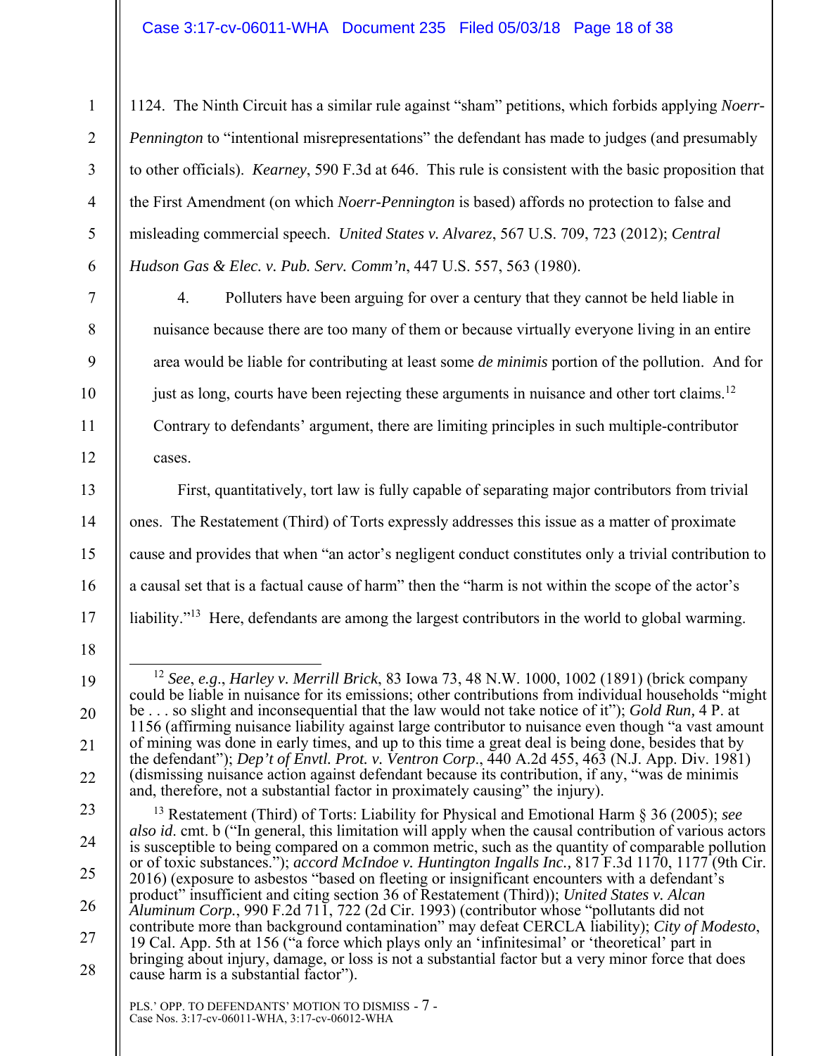1124. The Ninth Circuit has a similar rule against "sham" petitions, which forbids applying *Noerr-Pennington* to "intentional misrepresentations" the defendant has made to judges (and presumably to other officials). *Kearney*, 590 F.3d at 646. This rule is consistent with the basic proposition that the First Amendment (on which *Noerr-Pennington* is based) affords no protection to false and misleading commercial speech. *United States v. Alvarez*, 567 U.S. 709, 723 (2012); *Central Hudson Gas & Elec. v. Pub. Serv. Comm'n*, 447 U.S. 557, 563 (1980).

4. Polluters have been arguing for over a century that they cannot be held liable in nuisance because there are too many of them or because virtually everyone living in an entire area would be liable for contributing at least some *de minimis* portion of the pollution. And for just as long, courts have been rejecting these arguments in nuisance and other tort claims.[12] Contrary to defendants' argument, there are limiting principles in such multiple-contributor cases.

First, quantitatively, tort law is fully capable of separating major contributors from trivial ones. The Restatement (Third) of Torts expressly addresses this issue as a matter of proximate cause and provides that when "an actor's negligent conduct constitutes only a trivial contribution to a causal set that is a factual cause of harm" then the "harm is not within the scope of the actor's liability."[13] Here, defendants are among the largest contributors in the world to global warming.

---

[12] *See, e.g.*, *Harley v. Merrill Brick*, 83 Iowa 73, 48 N.W. 1000, 1002 (1891) (brick company could be liable in nuisance for its emissions; other contributions from individual households "might be . . . so slight and inconsequential that the law would not take notice of it"); *Gold Run,* 4 P. at 1156 (affirming nuisance liability against large contributor to nuisance even though "a vast amount of mining was done in early times, and up to this time a great deal is being done, besides that by the defendant"); *Dep't of Envtl. Prot. v. Ventron Corp*., 440 A.2d 455, 463 (N.J. App. Div. 1981) (dismissing nuisance action against defendant because its contribution, if any, "was de minimis and, therefore, not a substantial factor in proximately causing" the injury).

[13] Restatement (Third) of Torts: Liability for Physical and Emotional Harm § 36 (2005); *see also id*. cmt. b ("In general, this limitation will apply when the causal contribution of various actors is susceptible to being compared on a common metric, such as the quantity of comparable pollution or of toxic substances."); *accord McIndoe v. Huntington Ingalls Inc.,* 817 F.3d 1170, 1177 (9th Cir. 2016) (exposure to asbestos "based on fleeting or insignificant encounters with a defendant's product" insufficient and citing section 36 of Restatement (Third)); *United States v. Alcan Aluminum Corp*., 990 F.2d 711, 722 (2d Cir. 1993) (contributor whose "pollutants did not contribute more than background contamination" may defeat CERCLA liability); *City of Modesto*, 19 Cal. App. 5th at 156 ("a force which plays only an 'infinitesimal' or 'theoretical' part in bringing about injury, damage, or loss is not a substantial factor but a very minor force that does cause harm is a substantial factor").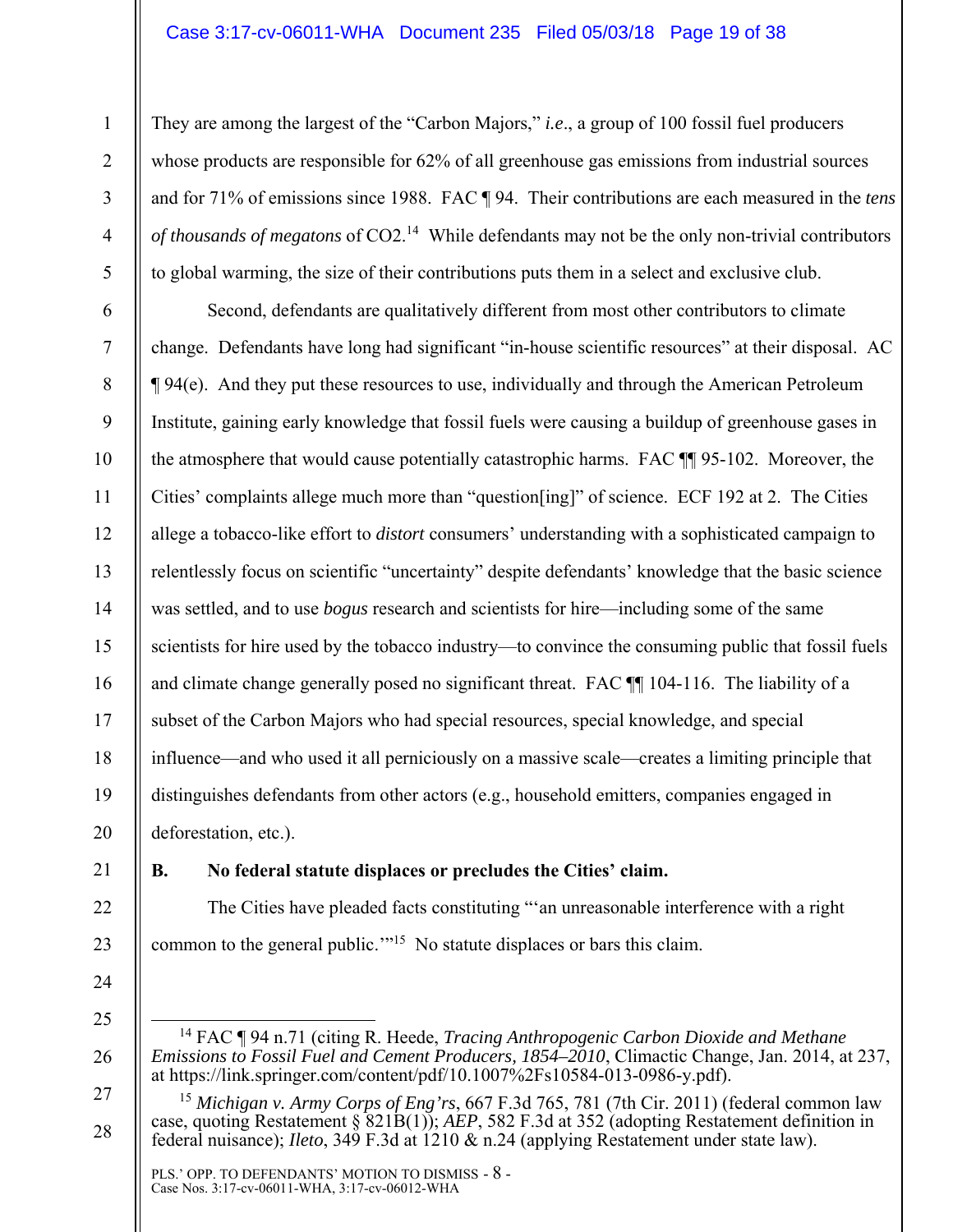They are among the largest of the "Carbon Majors," *i.e*., a group of 100 fossil fuel producers whose products are responsible for 62% of all greenhouse gas emissions from industrial sources and for 71% of emissions since 1988. FAC ¶ 94. Their contributions are each measured in the *tens of thousands of megatons* of $CO_2$.[14] While defendants may not be the only non-trivial contributors to global warming, the size of their contributions puts them in a select and exclusive club.

Second, defendants are qualitatively different from most other contributors to climate change. Defendants have long had significant "in-house scientific resources" at their disposal. AC ¶ 94(e). And they put these resources to use, individually and through the American Petroleum Institute, gaining early knowledge that fossil fuels were causing a buildup of greenhouse gases in the atmosphere that would cause potentially catastrophic harms. FAC ¶¶ 95-102. Moreover, the Cities' complaints allege much more than "question[ing]" of science. ECF 192 at 2. The Cities allege a tobacco-like effort to *distort* consumers' understanding with a sophisticated campaign to relentlessly focus on scientific "uncertainty" despite defendants' knowledge that the basic science was settled, and to use *bogus* research and scientists for hire—including some of the same scientists for hire used by the tobacco industry—to convince the consuming public that fossil fuels and climate change generally posed no significant threat. FAC ¶¶ 104-116. The liability of a subset of the Carbon Majors who had special resources, special knowledge, and special influence—and who used it all perniciously on a massive scale—creates a limiting principle that distinguishes defendants from other actors (e.g., household emitters, companies engaged in deforestation, etc.).

**B. No federal statute displaces or precludes the Cities' claim.**

The Cities have pleaded facts constituting "'an unreasonable interference with a right common to the general public.'"[15] No statute displaces or bars this claim.

---

[14] FAC ¶ 94 n.71 (citing R. Heede, *Tracing Anthropogenic Carbon Dioxide and Methane Emissions to Fossil Fuel and Cement Producers, 1854–2010*, Climactic Change, Jan. 2014, at 237, at https://link.springer.com/content/pdf/10.1007%2Fs10584-013-0986-y.pdf).

[15] *Michigan v. Army Corps of Eng'rs*, 667 F.3d 765, 781 (7th Cir. 2011) (federal common law case, quoting Restatement § 821B(1)); *AEP*, 582 F.3d at 352 (adopting Restatement definition in federal nuisance); *Ileto*, 349 F.3d at 1210 & n.24 (applying Restatement under state law).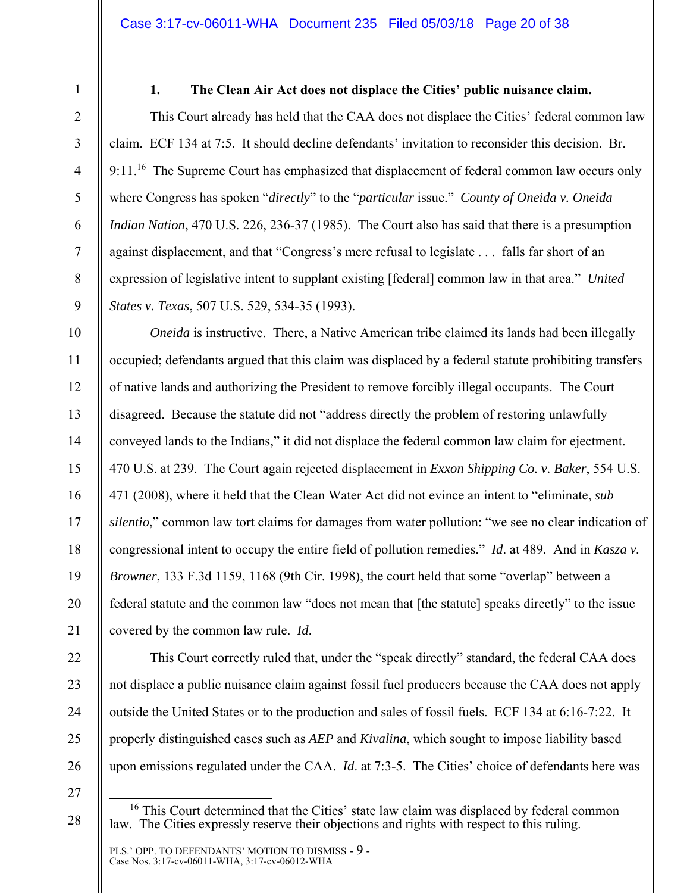### 1. The Clean Air Act does not displace the Cities' public nuisance claim.

This Court already has held that the CAA does not displace the Cities' federal common law claim. ECF 134 at 7:5. It should decline defendants' invitation to reconsider this decision. Br. 9:11.[16] The Supreme Court has emphasized that displacement of federal common law occurs only where Congress has spoken "*directly*" to the "*particular* issue." *County of Oneida v. Oneida Indian Nation*, 470 U.S. 226, 236-37 (1985). The Court also has said that there is a presumption against displacement, and that "Congress's mere refusal to legislate . . . falls far short of an expression of legislative intent to supplant existing [federal] common law in that area." *United States v. Texas*, 507 U.S. 529, 534-35 (1993).

*Oneida* is instructive. There, a Native American tribe claimed its lands had been illegally occupied; defendants argued that this claim was displaced by a federal statute prohibiting transfers of native lands and authorizing the President to remove forcibly illegal occupants. The Court disagreed. Because the statute did not "address directly the problem of restoring unlawfully conveyed lands to the Indians," it did not displace the federal common law claim for ejectment. 470 U.S. at 239. The Court again rejected displacement in *Exxon Shipping Co. v. Baker*, 554 U.S. 471 (2008), where it held that the Clean Water Act did not evince an intent to "eliminate, *sub silentio*," common law tort claims for damages from water pollution: "we see no clear indication of congressional intent to occupy the entire field of pollution remedies." *Id*. at 489. And in *Kasza v. Browner*, 133 F.3d 1159, 1168 (9th Cir. 1998), the court held that some "overlap" between a federal statute and the common law "does not mean that [the statute] speaks directly" to the issue covered by the common law rule. *Id*.

This Court correctly ruled that, under the "speak directly" standard, the federal CAA does not displace a public nuisance claim against fossil fuel producers because the CAA does not apply outside the United States or to the production and sales of fossil fuels. ECF 134 at 6:16-7:22. It properly distinguished cases such as *AEP* and *Kivalina*, which sought to impose liability based upon emissions regulated under the CAA. *Id*. at 7:3-5. The Cities' choice of defendants here was

[16] This Court determined that the Cities' state law claim was displaced by federal common law. The Cities expressly reserve their objections and rights with respect to this ruling.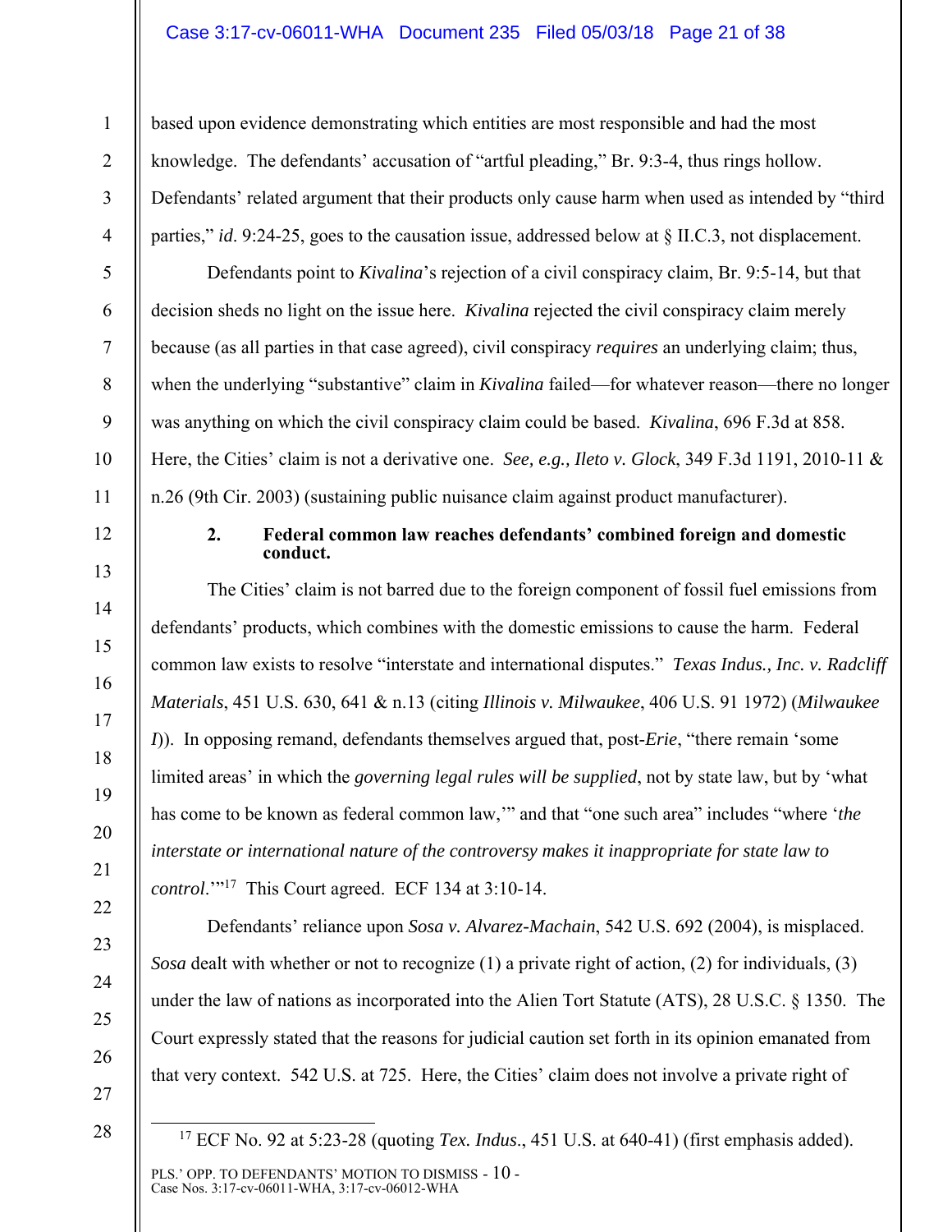based upon evidence demonstrating which entities are most responsible and had the most knowledge. The defendants' accusation of "artful pleading," Br. 9:3-4, thus rings hollow. Defendants' related argument that their products only cause harm when used as intended by "third parties," *id*. 9:24-25, goes to the causation issue, addressed below at § II.C.3, not displacement.

Defendants point to *Kivalina*'s rejection of a civil conspiracy claim, Br. 9:5-14, but that decision sheds no light on the issue here. *Kivalina* rejected the civil conspiracy claim merely because (as all parties in that case agreed), civil conspiracy *requires* an underlying claim; thus, when the underlying "substantive" claim in *Kivalina* failed—for whatever reason—there no longer was anything on which the civil conspiracy claim could be based. *Kivalina*, 696 F.3d at 858. Here, the Cities' claim is not a derivative one. *See, e.g., Ileto v. Glock*, 349 F.3d 1191, 2010-11 & n.26 (9th Cir. 2003) (sustaining public nuisance claim against product manufacturer).

**2. Federal common law reaches defendants' combined foreign and domestic conduct.**

The Cities' claim is not barred due to the foreign component of fossil fuel emissions from defendants' products, which combines with the domestic emissions to cause the harm. Federal common law exists to resolve "interstate and international disputes." *Texas Indus., Inc. v. Radcliff Materials*, 451 U.S. 630, 641 & n.13 (citing *Illinois v. Milwaukee*, 406 U.S. 91 1972) (*Milwaukee I*)). In opposing remand, defendants themselves argued that, post-*Erie*, "there remain 'some limited areas' in which the *governing legal rules will be supplied*, not by state law, but by 'what has come to be known as federal common law,'" and that "one such area" includes "where '*the interstate or international nature of the controversy makes it inappropriate for state law to control*.'"[17] This Court agreed. ECF 134 at 3:10-14.

Defendants' reliance upon *Sosa v. Alvarez-Machain*, 542 U.S. 692 (2004), is misplaced. *Sosa* dealt with whether or not to recognize (1) a private right of action, (2) for individuals, (3) under the law of nations as incorporated into the Alien Tort Statute (ATS), 28 U.S.C. § 1350. The Court expressly stated that the reasons for judicial caution set forth in its opinion emanated from that very context. 542 U.S. at 725. Here, the Cities' claim does not involve a private right of

[17] ECF No. 92 at 5:23-28 (quoting *Tex. Indus*., 451 U.S. at 640-41) (first emphasis added).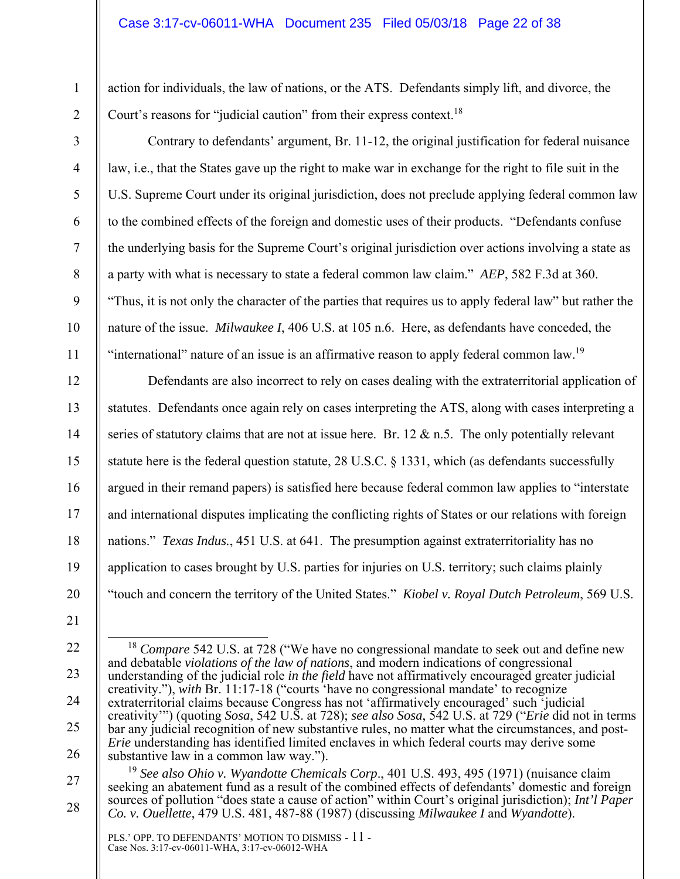action for individuals, the law of nations, or the ATS. Defendants simply lift, and divorce, the Court's reasons for "judicial caution" from their express context.[18]

Contrary to defendants' argument, Br. 11-12, the original justification for federal nuisance law, i.e., that the States gave up the right to make war in exchange for the right to file suit in the U.S. Supreme Court under its original jurisdiction, does not preclude applying federal common law to the combined effects of the foreign and domestic uses of their products. "Defendants confuse the underlying basis for the Supreme Court's original jurisdiction over actions involving a state as a party with what is necessary to state a federal common law claim." *AEP*, 582 F.3d at 360. "Thus, it is not only the character of the parties that requires us to apply federal law" but rather the nature of the issue. *Milwaukee I*, 406 U.S. at 105 n.6. Here, as defendants have conceded, the "international" nature of an issue is an affirmative reason to apply federal common law.[19]

Defendants are also incorrect to rely on cases dealing with the extraterritorial application of statutes. Defendants once again rely on cases interpreting the ATS, along with cases interpreting a series of statutory claims that are not at issue here. Br. 12 & n.5. The only potentially relevant statute here is the federal question statute, 28 U.S.C. § 1331, which (as defendants successfully argued in their remand papers) is satisfied here because federal common law applies to "interstate and international disputes implicating the conflicting rights of States or our relations with foreign nations." *Texas Indus.*, 451 U.S. at 641. The presumption against extraterritoriality has no application to cases brought by U.S. parties for injuries on U.S. territory; such claims plainly "touch and concern the territory of the United States." *Kiobel v. Royal Dutch Petroleum*, 569 U.S.

---

[18] *Compare* 542 U.S. at 728 ("We have no congressional mandate to seek out and define new and debatable *violations of the law of nations*, and modern indications of congressional understanding of the judicial role *in the field* have not affirmatively encouraged greater judicial creativity."), *with* Br. 11:17-18 ("courts 'have no congressional mandate' to recognize extraterritorial claims because Congress has not 'affirmatively encouraged' such 'judicial creativity'") (quoting *Sosa*, 542 U.S. at 728); *see also Sosa*, 542 U.S. at 729 ("*Erie* did not in terms bar any judicial recognition of new substantive rules, no matter what the circumstances, and post-*Erie* understanding has identified limited enclaves in which federal courts may derive some substantive law in a common law way.").

[19] *See also Ohio v. Wyandotte Chemicals Corp*., 401 U.S. 493, 495 (1971) (nuisance claim seeking an abatement fund as a result of the combined effects of defendants' domestic and foreign sources of pollution "does state a cause of action" within Court's original jurisdiction); *Int'l Paper Co. v. Ouellette*, 479 U.S. 481, 487-88 (1987) (discussing *Milwaukee I* and *Wyandotte*).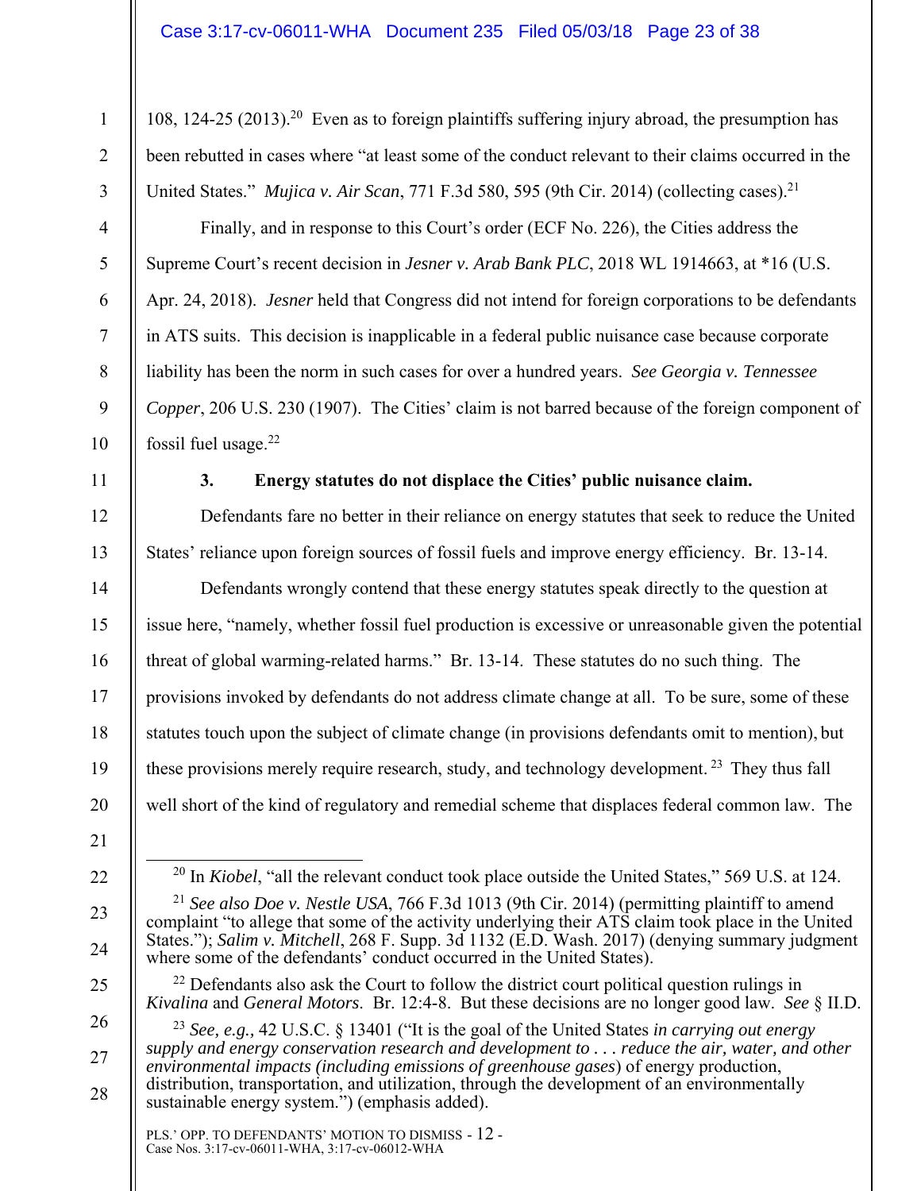108, 124-25 (2013).[20] Even as to foreign plaintiffs suffering injury abroad, the presumption has been rebutted in cases where "at least some of the conduct relevant to their claims occurred in the United States." *Mujica v. Air Scan*, 771 F.3d 580, 595 (9th Cir. 2014) (collecting cases).[21]

Finally, and in response to this Court's order (ECF No. 226), the Cities address the Supreme Court's recent decision in *Jesner v. Arab Bank PLC*, 2018 WL 1914663, at *16 (U.S. Apr. 24, 2018). *Jesner* held that Congress did not intend for foreign corporations to be defendants in ATS suits. This decision is inapplicable in a federal public nuisance case because corporate liability has been the norm in such cases for over a hundred years. *See Georgia v. Tennessee Copper*, 206 U.S. 230 (1907). The Cities' claim is not barred because of the foreign component of fossil fuel usage.[22]

### 3. Energy statutes do not displace the Cities' public nuisance claim.

Defendants fare no better in their reliance on energy statutes that seek to reduce the United States' reliance upon foreign sources of fossil fuels and improve energy efficiency. Br. 13-14.

Defendants wrongly contend that these energy statutes speak directly to the question at issue here, "namely, whether fossil fuel production is excessive or unreasonable given the potential threat of global warming-related harms." Br. 13-14. These statutes do no such thing. The provisions invoked by defendants do not address climate change at all. To be sure, some of these statutes touch upon the subject of climate change (in provisions defendants omit to mention), but these provisions merely require research, study, and technology development.[23] They thus fall well short of the kind of regulatory and remedial scheme that displaces federal common law. The

---

[20] In *Kiobel*, "all the relevant conduct took place outside the United States," 569 U.S. at 124.

[21] *See also Doe v. Nestle USA*, 766 F.3d 1013 (9th Cir. 2014) (permitting plaintiff to amend complaint "to allege that some of the activity underlying their ATS claim took place in the United States."); *Salim v. Mitchell*, 268 F. Supp. 3d 1132 (E.D. Wash. 2017) (denying summary judgment where some of the defendants' conduct occurred in the United States).

[22] Defendants also ask the Court to follow the district court political question rulings in *Kivalina* and *General Motors*. Br. 12:4-8. But these decisions are no longer good law. *See* § II.D.

[23] *See, e.g.,* 42 U.S.C. § 13401 ("It is the goal of the United States *in carrying out energy supply and energy conservation research and development to . . . reduce the air, water, and other environmental impacts (including emissions of greenhouse gases)* of energy production, distribution, transportation, and utilization, through the development of an environmentally sustainable energy system.") (emphasis added).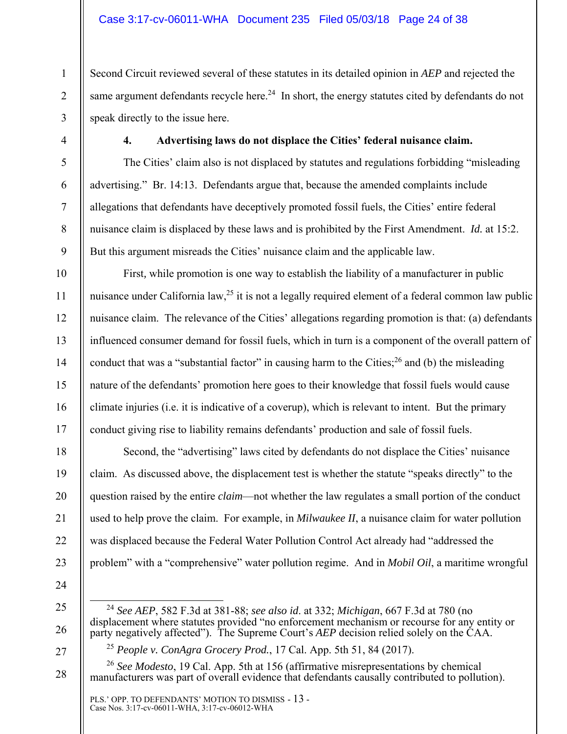Second Circuit reviewed several of these statutes in its detailed opinion in *AEP* and rejected the same argument defendants recycle here.[24] In short, the energy statutes cited by defendants do not speak directly to the issue here.

#### 4. Advertising laws do not displace the Cities' federal nuisance claim.

The Cities' claim also is not displaced by statutes and regulations forbidding "misleading advertising." Br. 14:13. Defendants argue that, because the amended complaints include allegations that defendants have deceptively promoted fossil fuels, the Cities' entire federal nuisance claim is displaced by these laws and is prohibited by the First Amendment. *Id.* at 15:2. But this argument misreads the Cities' nuisance claim and the applicable law.

First, while promotion is one way to establish the liability of a manufacturer in public nuisance under California law,[25] it is not a legally required element of a federal common law public nuisance claim. The relevance of the Cities' allegations regarding promotion is that: (a) defendants influenced consumer demand for fossil fuels, which in turn is a component of the overall pattern of conduct that was a "substantial factor" in causing harm to the Cities;[26] and (b) the misleading nature of the defendants' promotion here goes to their knowledge that fossil fuels would cause climate injuries (i.e. it is indicative of a coverup), which is relevant to intent. But the primary conduct giving rise to liability remains defendants' production and sale of fossil fuels.

Second, the "advertising" laws cited by defendants do not displace the Cities' nuisance claim. As discussed above, the displacement test is whether the statute "speaks directly" to the question raised by the entire *claim*—not whether the law regulates a small portion of the conduct used to help prove the claim. For example, in *Milwaukee II*, a nuisance claim for water pollution was displaced because the Federal Water Pollution Control Act already had "addressed the problem" with a "comprehensive" water pollution regime. And in *Mobil Oil*, a maritime wrongful

---

[24] *See AEP*, 582 F.3d at 381-88; *see also id.* at 332; *Michigan*, 667 F.3d at 780 (no displacement where statutes provided "no enforcement mechanism or recourse for any entity or party negatively affected"). The Supreme Court's *AEP* decision relied solely on the CAA.

[25] *People v. ConAgra Grocery Prod.*, 17 Cal. App. 5th 51, 84 (2017).

[26] *See Modesto*, 19 Cal. App. 5th at 156 (affirmative misrepresentations by chemical manufacturers was part of overall evidence that defendants causally contributed to pollution).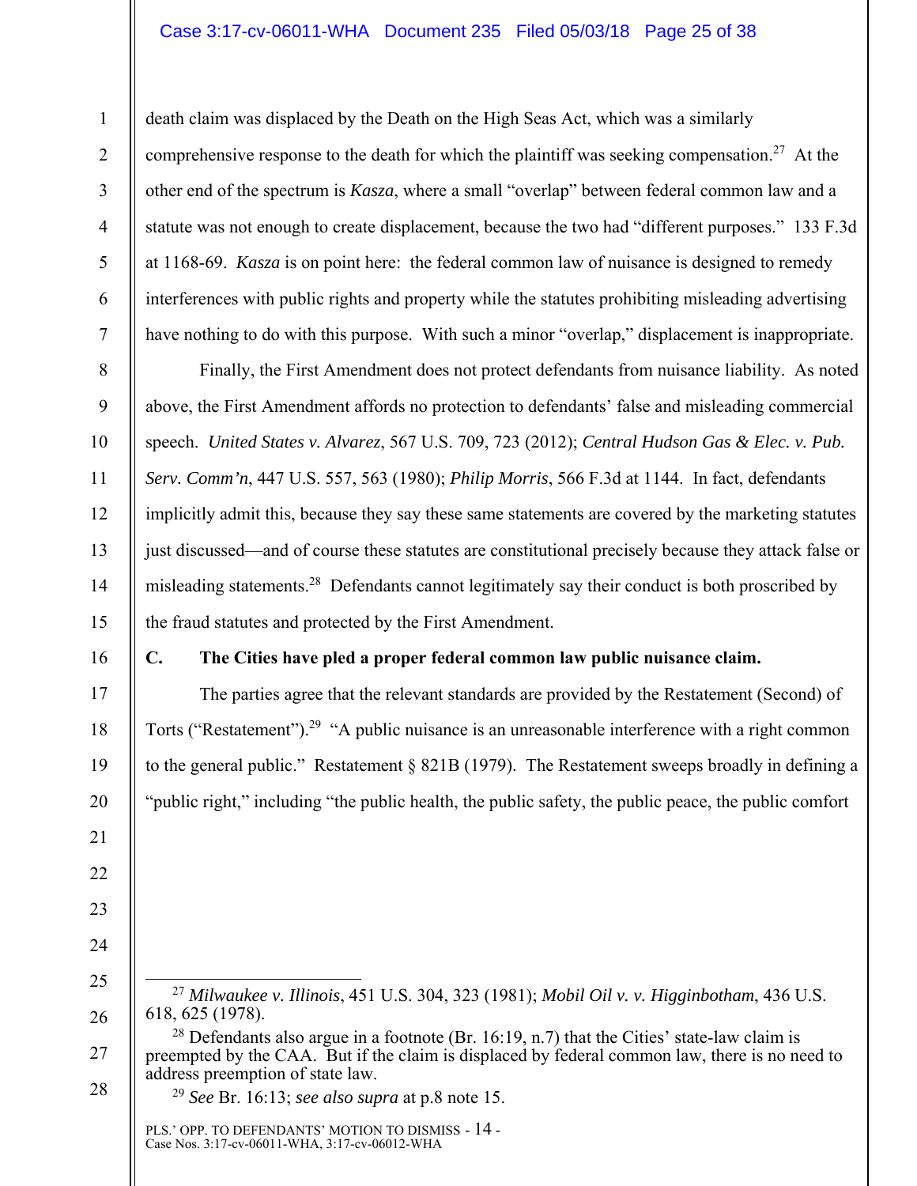death claim was displaced by the Death on the High Seas Act, which was a similarly comprehensive response to the death for which the plaintiff was seeking compensation.[27] At the other end of the spectrum is *Kasza*, where a small "overlap" between federal common law and a statute was not enough to create displacement, because the two had "different purposes." 133 F.3d at 1168-69. *Kasza* is on point here: the federal common law of nuisance is designed to remedy interferences with public rights and property while the statutes prohibiting misleading advertising have nothing to do with this purpose. With such a minor "overlap," displacement is inappropriate.

Finally, the First Amendment does not protect defendants from nuisance liability. As noted above, the First Amendment affords no protection to defendants' false and misleading commercial speech. *United States v. Alvarez*, 567 U.S. 709, 723 (2012); *Central Hudson Gas & Elec. v. Pub. Serv. Comm'n*, 447 U.S. 557, 563 (1980); *Philip Morris*, 566 F.3d at 1144. In fact, defendants implicitly admit this, because they say these same statements are covered by the marketing statutes just discussed—and of course these statutes are constitutional precisely because they attack false or misleading statements.[28] Defendants cannot legitimately say their conduct is both proscribed by the fraud statutes and protected by the First Amendment.

**C. The Cities have pled a proper federal common law public nuisance claim.**

The parties agree that the relevant standards are provided by the Restatement (Second) of Torts ("Restatement").[29] "A public nuisance is an unreasonable interference with a right common to the general public." Restatement § 821B (1979). The Restatement sweeps broadly in defining a "public right," including "the public health, the public safety, the public peace, the public comfort

---

[27] *Milwaukee v. Illinois*, 451 U.S. 304, 323 (1981); *Mobil Oil v. v. Higginbotham*, 436 U.S. 618, 625 (1978).

[28] Defendants also argue in a footnote (Br. 16:19, n.7) that the Cities' state-law claim is preempted by the CAA. But if the claim is displaced by federal common law, there is no need to address preemption of state law.

[29] *See* Br. 16:13; *see also supra* at p.8 note 15.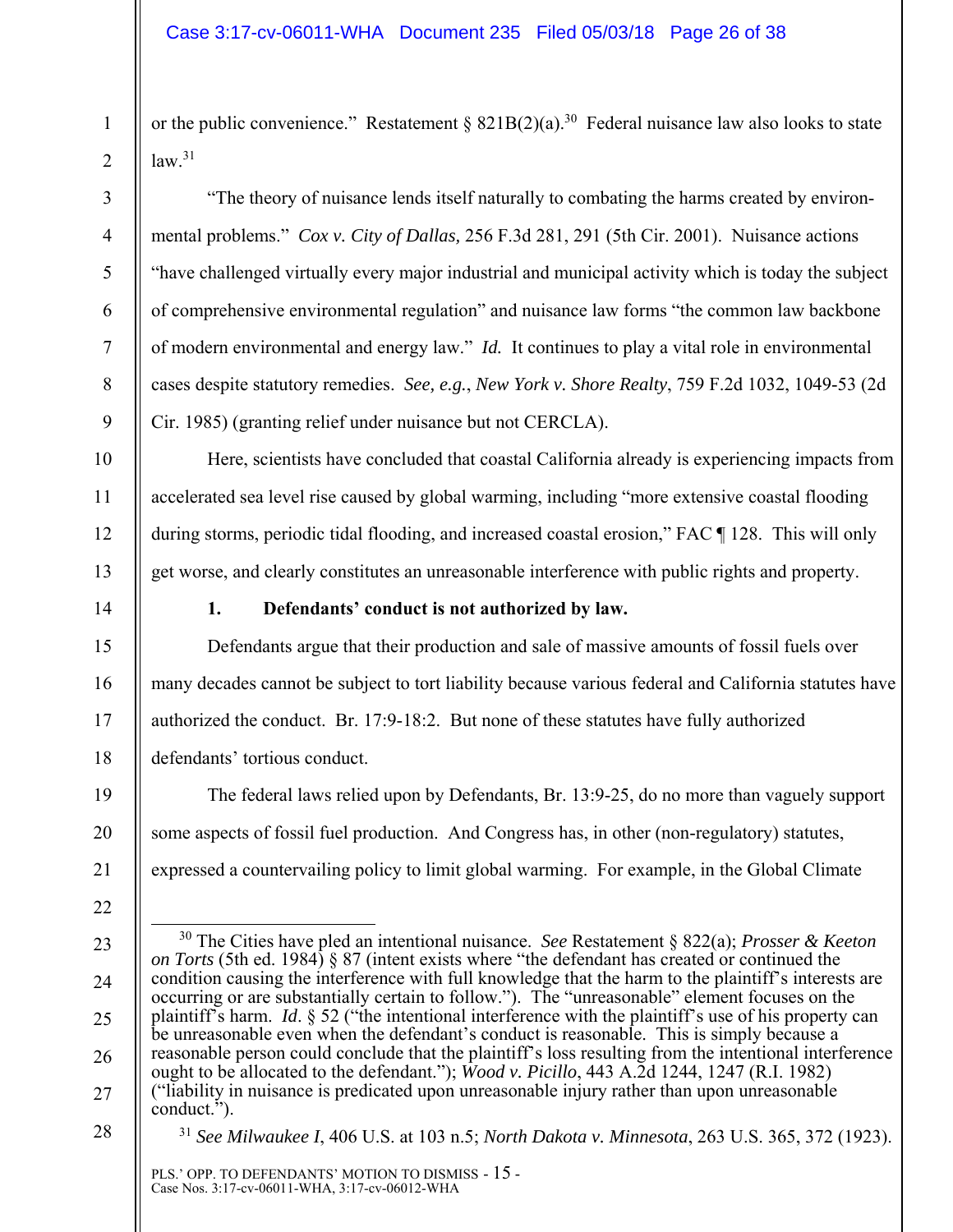or the public convenience." Restatement § 821B(2)(a).[30] Federal nuisance law also looks to state law.[31]

"The theory of nuisance lends itself naturally to combating the harms created by environmental problems." *Cox v. City of Dallas,* 256 F.3d 281, 291 (5th Cir. 2001). Nuisance actions "have challenged virtually every major industrial and municipal activity which is today the subject of comprehensive environmental regulation" and nuisance law forms "the common law backbone of modern environmental and energy law." *Id.* It continues to play a vital role in environmental cases despite statutory remedies. *See, e.g.*, *New York v. Shore Realty*, 759 F.2d 1032, 1049-53 (2d Cir. 1985) (granting relief under nuisance but not CERCLA).

Here, scientists have concluded that coastal California already is experiencing impacts from accelerated sea level rise caused by global warming, including "more extensive coastal flooding during storms, periodic tidal flooding, and increased coastal erosion," FAC ¶ 128. This will only get worse, and clearly constitutes an unreasonable interference with public rights and property.

**1. Defendants' conduct is not authorized by law.**

Defendants argue that their production and sale of massive amounts of fossil fuels over many decades cannot be subject to tort liability because various federal and California statutes have authorized the conduct. Br. 17:9-18:2. But none of these statutes have fully authorized defendants' tortious conduct.

The federal laws relied upon by Defendants, Br. 13:9-25, do no more than vaguely support some aspects of fossil fuel production. And Congress has, in other (non-regulatory) statutes, expressed a countervailing policy to limit global warming. For example, in the Global Climate

---

[30] The Cities have pled an intentional nuisance. *See* Restatement § 822(a); *Prosser & Keeton on Torts* (5th ed. 1984) § 87 (intent exists where "the defendant has created or continued the condition causing the interference with full knowledge that the harm to the plaintiff's interests are occurring or are substantially certain to follow."). The "unreasonable" element focuses on the plaintiff's harm. *Id*. § 52 ("the intentional interference with the plaintiff's use of his property can be unreasonable even when the defendant's conduct is reasonable. This is simply because a reasonable person could conclude that the plaintiff's loss resulting from the intentional interference ought to be allocated to the defendant."); *Wood v. Picillo*, 443 A.2d 1244, 1247 (R.I. 1982) ("liability in nuisance is predicated upon unreasonable injury rather than upon unreasonable conduct.").

[31] *See Milwaukee I*, 406 U.S. at 103 n.5; *North Dakota v. Minnesota*, 263 U.S. 365, 372 (1923).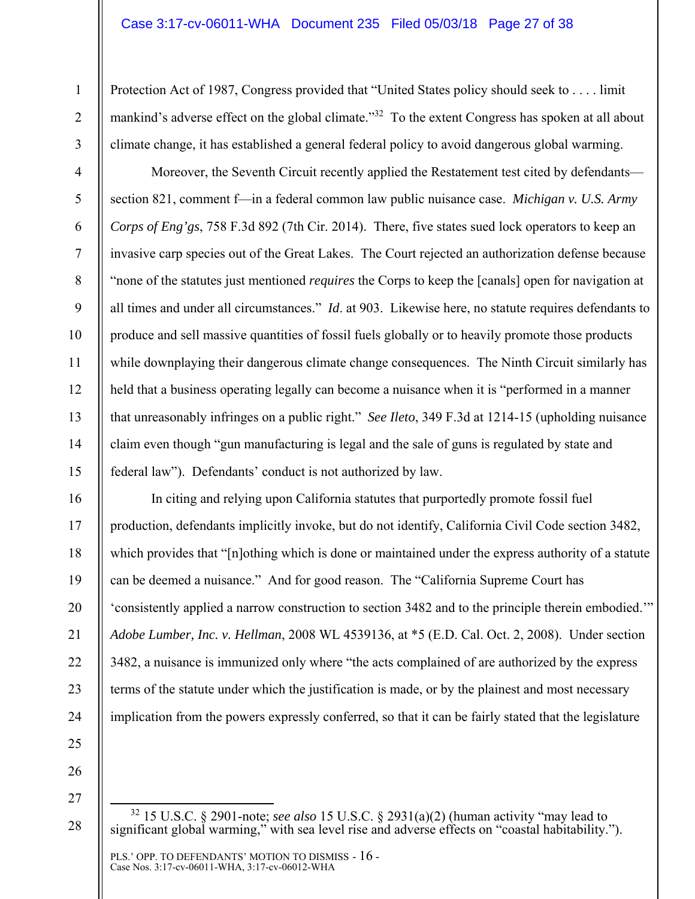Protection Act of 1987, Congress provided that "United States policy should seek to . . . . limit mankind's adverse effect on the global climate."[32] To the extent Congress has spoken at all about climate change, it has established a general federal policy to avoid dangerous global warming.

Moreover, the Seventh Circuit recently applied the Restatement test cited by defendants—section 821, comment f—in a federal common law public nuisance case. *Michigan v. U.S. Army Corps of Eng'gs*, 758 F.3d 892 (7th Cir. 2014). There, five states sued lock operators to keep an invasive carp species out of the Great Lakes. The Court rejected an authorization defense because "none of the statutes just mentioned *requires* the Corps to keep the [canals] open for navigation at all times and under all circumstances." *Id*. at 903. Likewise here, no statute requires defendants to produce and sell massive quantities of fossil fuels globally or to heavily promote those products while downplaying their dangerous climate change consequences. The Ninth Circuit similarly has held that a business operating legally can become a nuisance when it is "performed in a manner that unreasonably infringes on a public right." *See Ileto*, 349 F.3d at 1214-15 (upholding nuisance claim even though "gun manufacturing is legal and the sale of guns is regulated by state and federal law"). Defendants' conduct is not authorized by law.

In citing and relying upon California statutes that purportedly promote fossil fuel production, defendants implicitly invoke, but do not identify, California Civil Code section 3482, which provides that "[n]othing which is done or maintained under the express authority of a statute can be deemed a nuisance." And for good reason. The "California Supreme Court has 'consistently applied a narrow construction to section 3482 and to the principle therein embodied.'" *Adobe Lumber, Inc. v. Hellman*, 2008 WL 4539136, at *5 (E.D. Cal. Oct. 2, 2008). Under section 3482, a nuisance is immunized only where "the acts complained of are authorized by the express terms of the statute under which the justification is made, or by the plainest and most necessary implication from the powers expressly conferred, so that it can be fairly stated that the legislature

---

[32] 15 U.S.C. § 2901-note; *see also* 15 U.S.C. § 2931(a)(2) (human activity "may lead to significant global warming," with sea level rise and adverse effects on "coastal habitability.").

PLS.' OPP. TO DEFENDANTS' MOTION TO DISMISS - 16 -
Case Nos. 3:17-cv-06011-WHA, 3:17-cv-06012-WHA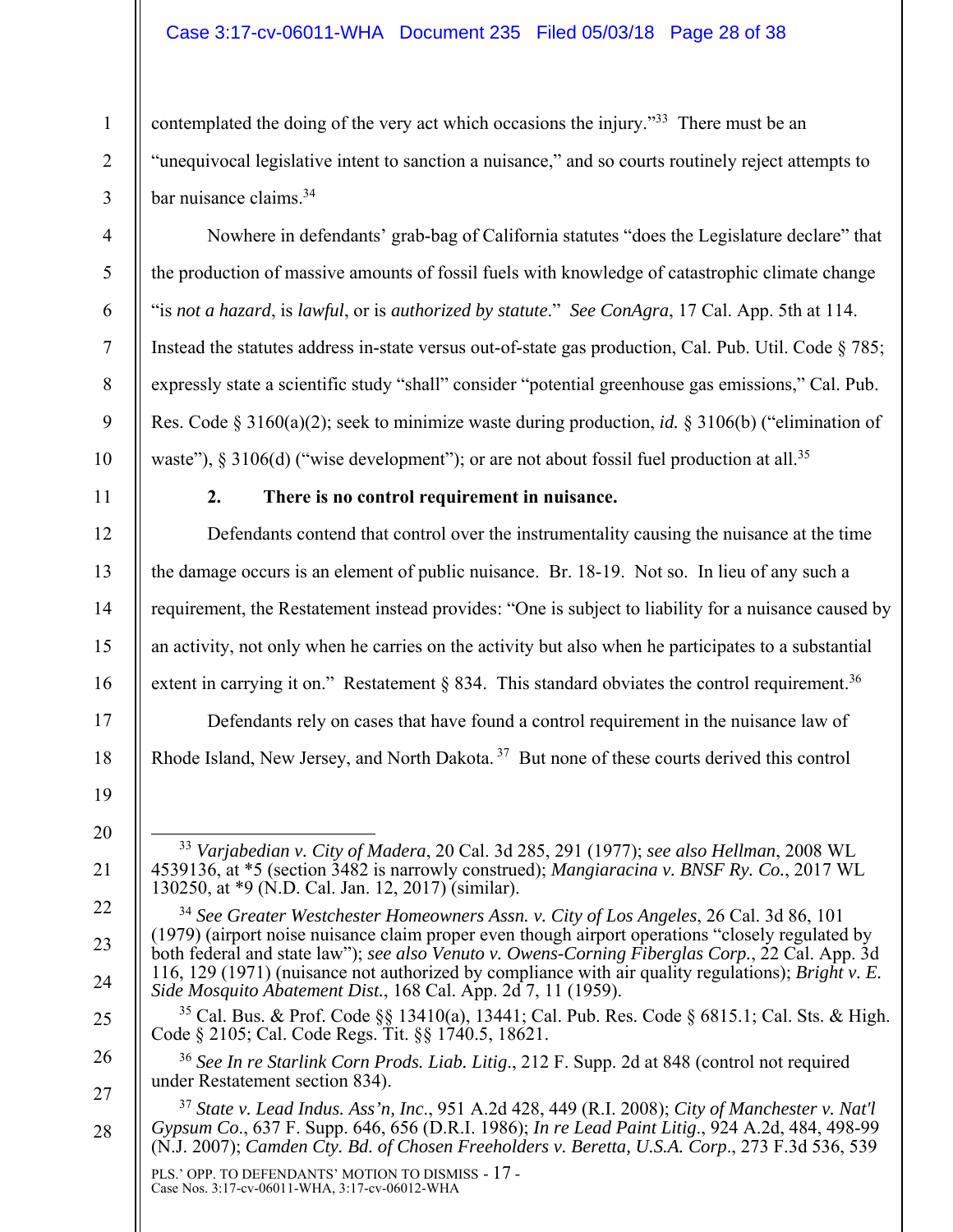contemplated the doing of the very act which occasions the injury."[33] There must be an "unequivocal legislative intent to sanction a nuisance," and so courts routinely reject attempts to bar nuisance claims.[34]

Nowhere in defendants' grab-bag of California statutes "does the Legislature declare" that the production of massive amounts of fossil fuels with knowledge of catastrophic climate change "is *not a hazard*, is *lawful*, or is *authorized by statute*." *See ConAgra*, 17 Cal. App. 5th at 114. Instead the statutes address in-state versus out-of-state gas production, Cal. Pub. Util. Code § 785; expressly state a scientific study "shall" consider "potential greenhouse gas emissions," Cal. Pub. Res. Code § 3160(a)(2); seek to minimize waste during production, *id.* § 3106(b) ("elimination of waste"), § 3106(d) ("wise development"); or are not about fossil fuel production at all.[35]

**2. There is no control requirement in nuisance.**

Defendants contend that control over the instrumentality causing the nuisance at the time the damage occurs is an element of public nuisance. Br. 18-19. Not so. In lieu of any such a requirement, the Restatement instead provides: "One is subject to liability for a nuisance caused by an activity, not only when he carries on the activity but also when he participates to a substantial extent in carrying it on." Restatement § 834. This standard obviates the control requirement.[36]

Defendants rely on cases that have found a control requirement in the nuisance law of Rhode Island, New Jersey, and North Dakota.[37] But none of these courts derived this control

---

[33] *Varjabedian v. City of Madera*, 20 Cal. 3d 285, 291 (1977); *see also Hellman*, 2008 WL 4539136, at *5 (section 3482 is narrowly construed); *Mangiaracina v. BNSF Ry. Co.*, 2017 WL 130250, at *9 (N.D. Cal. Jan. 12, 2017) (similar).

[34] *See Greater Westchester Homeowners Assn. v. City of Los Angeles*, 26 Cal. 3d 86, 101 (1979) (airport noise nuisance claim proper even though airport operations "closely regulated by both federal and state law"); *see also Venuto v. Owens-Corning Fiberglas Corp.*, 22 Cal. App. 3d 116, 129 (1971) (nuisance not authorized by compliance with air quality regulations); *Bright v. E. Side Mosquito Abatement Dist.*, 168 Cal. App. 2d 7, 11 (1959).

[35] Cal. Bus. & Prof. Code §§ 13410(a), 13441; Cal. Pub. Res. Code § 6815.1; Cal. Sts. & High. Code § 2105; Cal. Code Regs. Tit. §§ 1740.5, 18621.

[36] *See In re Starlink Corn Prods. Liab. Litig.*, 212 F. Supp. 2d at 848 (control not required under Restatement section 834).

[37] *State v. Lead Indus. Ass'n, Inc*., 951 A.2d 428, 449 (R.I. 2008); *City of Manchester v. Nat'l Gypsum Co*., 637 F. Supp. 646, 656 (D.R.I. 1986); *In re Lead Paint Litig*., 924 A.2d, 484, 498-99 (N.J. 2007); *Camden Cty. Bd. of Chosen Freeholders v. Beretta, U.S.A. Corp*., 273 F.3d 536, 539

PLS.' OPP. TO DEFENDANTS' MOTION TO DISMISS - 17 -
Case Nos. 3:17-cv-06011-WHA, 3:17-cv-06012-WHA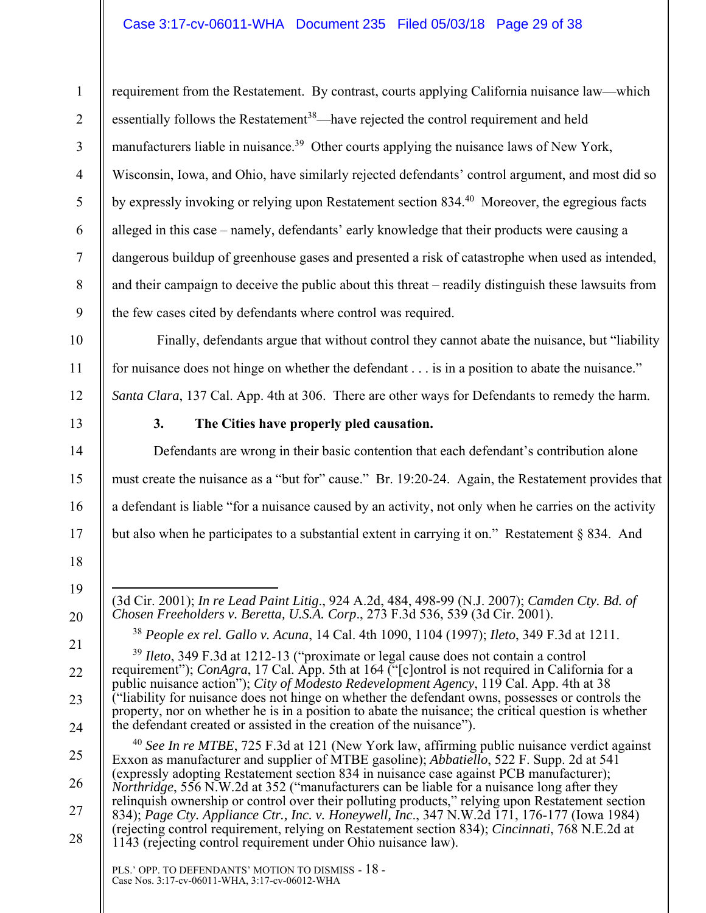requirement from the Restatement. By contrast, courts applying California nuisance law—which essentially follows the Restatement[38]—have rejected the control requirement and held manufacturers liable in nuisance.[39] Other courts applying the nuisance laws of New York, Wisconsin, Iowa, and Ohio, have similarly rejected defendants' control argument, and most did so by expressly invoking or relying upon Restatement section 834.[40] Moreover, the egregious facts alleged in this case – namely, defendants' early knowledge that their products were causing a dangerous buildup of greenhouse gases and presented a risk of catastrophe when used as intended, and their campaign to deceive the public about this threat – readily distinguish these lawsuits from the few cases cited by defendants where control was required.

Finally, defendants argue that without control they cannot abate the nuisance, but "liability for nuisance does not hinge on whether the defendant . . . is in a position to abate the nuisance." *Santa Clara*, 137 Cal. App. 4th at 306. There are other ways for Defendants to remedy the harm.

### 3. The Cities have properly pled causation.

Defendants are wrong in their basic contention that each defendant's contribution alone must create the nuisance as a "but for" cause." Br. 19:20-24. Again, the Restatement provides that a defendant is liable "for a nuisance caused by an activity, not only when he carries on the activity but also when he participates to a substantial extent in carrying it on." Restatement § 834. And

---

(3d Cir. 2001); *In re Lead Paint Litig*., 924 A.2d, 484, 498-99 (N.J. 2007); *Camden Cty. Bd. of Chosen Freeholders v. Beretta, U.S.A. Corp*., 273 F.3d 536, 539 (3d Cir. 2001).

[38] *People ex rel. Gallo v. Acuna*, 14 Cal. 4th 1090, 1104 (1997); *Ileto*, 349 F.3d at 1211.

[39] *Ileto*, 349 F.3d at 1212-13 ("proximate or legal cause does not contain a control requirement"); *ConAgra*, 17 Cal. App. 5th at 164 ("[c]ontrol is not required in California for a public nuisance action"); *City of Modesto Redevelopment Agency*, 119 Cal. App. 4th at 38 ("liability for nuisance does not hinge on whether the defendant owns, possesses or controls the property, nor on whether he is in a position to abate the nuisance; the critical question is whether the defendant created or assisted in the creation of the nuisance").

[40] *See In re MTBE*, 725 F.3d at 121 (New York law, affirming public nuisance verdict against Exxon as manufacturer and supplier of MTBE gasoline); *Abbatiello*, 522 F. Supp. 2d at 541 (expressly adopting Restatement section 834 in nuisance case against PCB manufacturer); *Northridge*, 556 N.W.2d at 352 ("manufacturers can be liable for a nuisance long after they relinquish ownership or control over their polluting products," relying upon Restatement section 834); *Page Cty. Appliance Ctr., Inc. v. Honeywell, Inc*., 347 N.W.2d 171, 176-177 (Iowa 1984) (rejecting control requirement, relying on Restatement section 834); *Cincinnati*, 768 N.E.2d at 1143 (rejecting control requirement under Ohio nuisance law).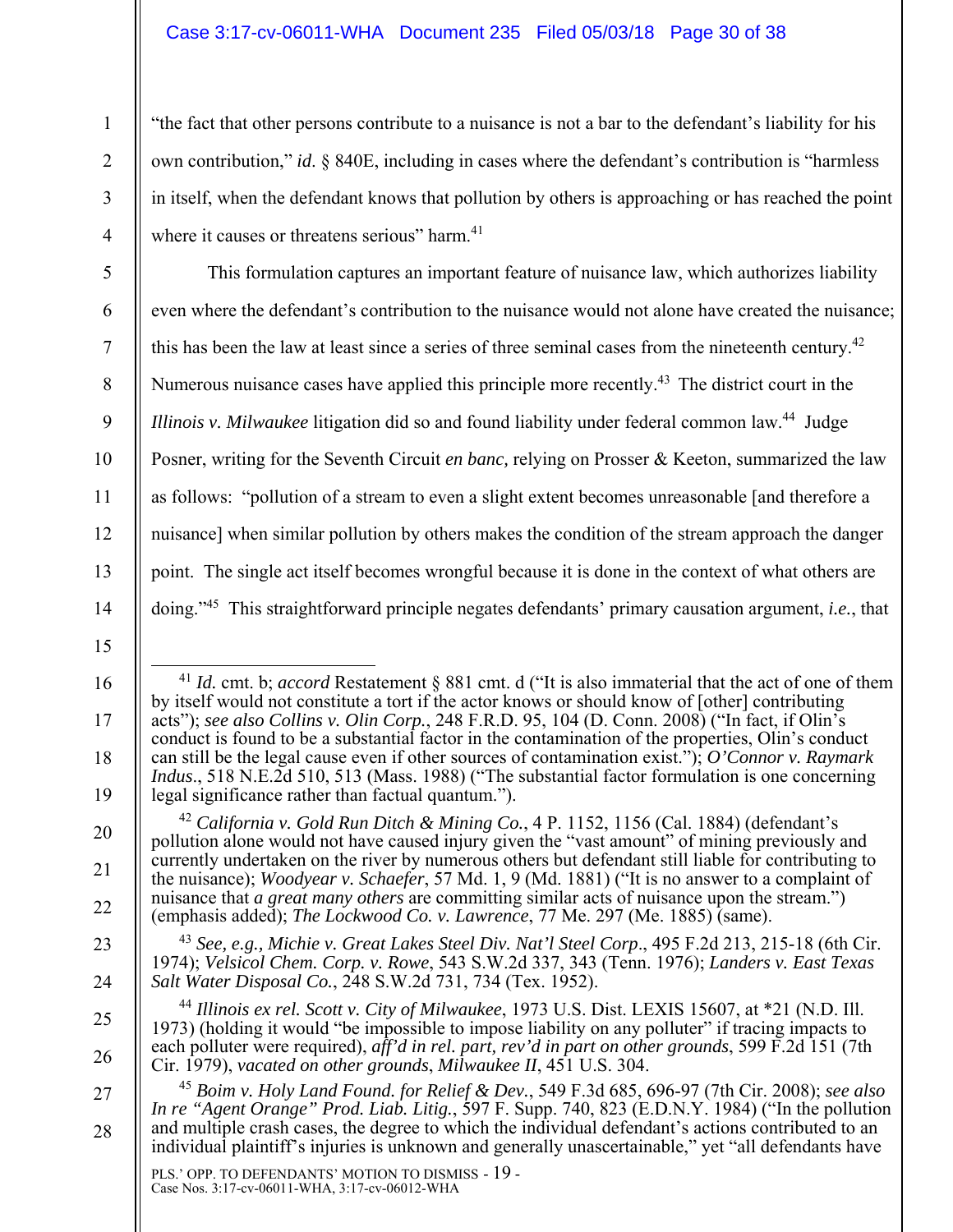"the fact that other persons contribute to a nuisance is not a bar to the defendant's liability for his own contribution," *id.* § 840E, including in cases where the defendant's contribution is "harmless in itself, when the defendant knows that pollution by others is approaching or has reached the point where it causes or threatens serious" harm.[41]

This formulation captures an important feature of nuisance law, which authorizes liability even where the defendant's contribution to the nuisance would not alone have created the nuisance; this has been the law at least since a series of three seminal cases from the nineteenth century.[42] Numerous nuisance cases have applied this principle more recently.[43] The district court in the *Illinois v. Milwaukee* litigation did so and found liability under federal common law.[44] Judge Posner, writing for the Seventh Circuit *en banc,* relying on Prosser & Keeton, summarized the law as follows: "pollution of a stream to even a slight extent becomes unreasonable [and therefore a nuisance] when similar pollution by others makes the condition of the stream approach the danger point. The single act itself becomes wrongful because it is done in the context of what others are doing."[45] This straightforward principle negates defendants' primary causation argument, *i.e.*, that

---

[41] *Id.* cmt. b; *accord* Restatement § 881 cmt. d ("It is also immaterial that the act of one of them by itself would not constitute a tort if the actor knows or should know of [other] contributing acts"); *see also Collins v. Olin Corp.*, 248 F.R.D. 95, 104 (D. Conn. 2008) ("In fact, if Olin's conduct is found to be a substantial factor in the contamination of the properties, Olin's conduct can still be the legal cause even if other sources of contamination exist."); *O'Connor v. Raymark Indus*., 518 N.E.2d 510, 513 (Mass. 1988) ("The substantial factor formulation is one concerning legal significance rather than factual quantum.").

[42] *California v. Gold Run Ditch & Mining Co.*, 4 P. 1152, 1156 (Cal. 1884) (defendant's pollution alone would not have caused injury given the "vast amount" of mining previously and currently undertaken on the river by numerous others but defendant still liable for contributing to the nuisance); *Woodyear v. Schaefer*, 57 Md. 1, 9 (Md. 1881) ("It is no answer to a complaint of nuisance that *a great many others* are committing similar acts of nuisance upon the stream.") (emphasis added); *The Lockwood Co. v. Lawrence*, 77 Me. 297 (Me. 1885) (same).

[43] *See, e.g., Michie v. Great Lakes Steel Div. Nat'l Steel Corp*., 495 F.2d 213, 215-18 (6th Cir. 1974); *Velsicol Chem. Corp. v. Rowe*, 543 S.W.2d 337, 343 (Tenn. 1976); *Landers v. East Texas Salt Water Disposal Co.*, 248 S.W.2d 731, 734 (Tex. 1952).

[44] *Illinois ex rel. Scott v. City of Milwaukee*, 1973 U.S. Dist. LEXIS 15607, at *21 (N.D. Ill. 1973) (holding it would "be impossible to impose liability on any polluter" if tracing impacts to each polluter were required), *aff'd in rel. part, rev'd in part on other grounds*, 599 F.2d 151 (7th Cir. 1979), *vacated on other grounds*, *Milwaukee II*, 451 U.S. 304.

[45] *Boim v. Holy Land Found. for Relief & Dev.*, 549 F.3d 685, 696-97 (7th Cir. 2008); *see also In re "Agent Orange" Prod. Liab. Litig.*, 597 F. Supp. 740, 823 (E.D.N.Y. 1984) ("In the pollution and multiple crash cases, the degree to which the individual defendant's actions contributed to an individual plaintiff's injuries is unknown and generally unascertainable," yet "all defendants have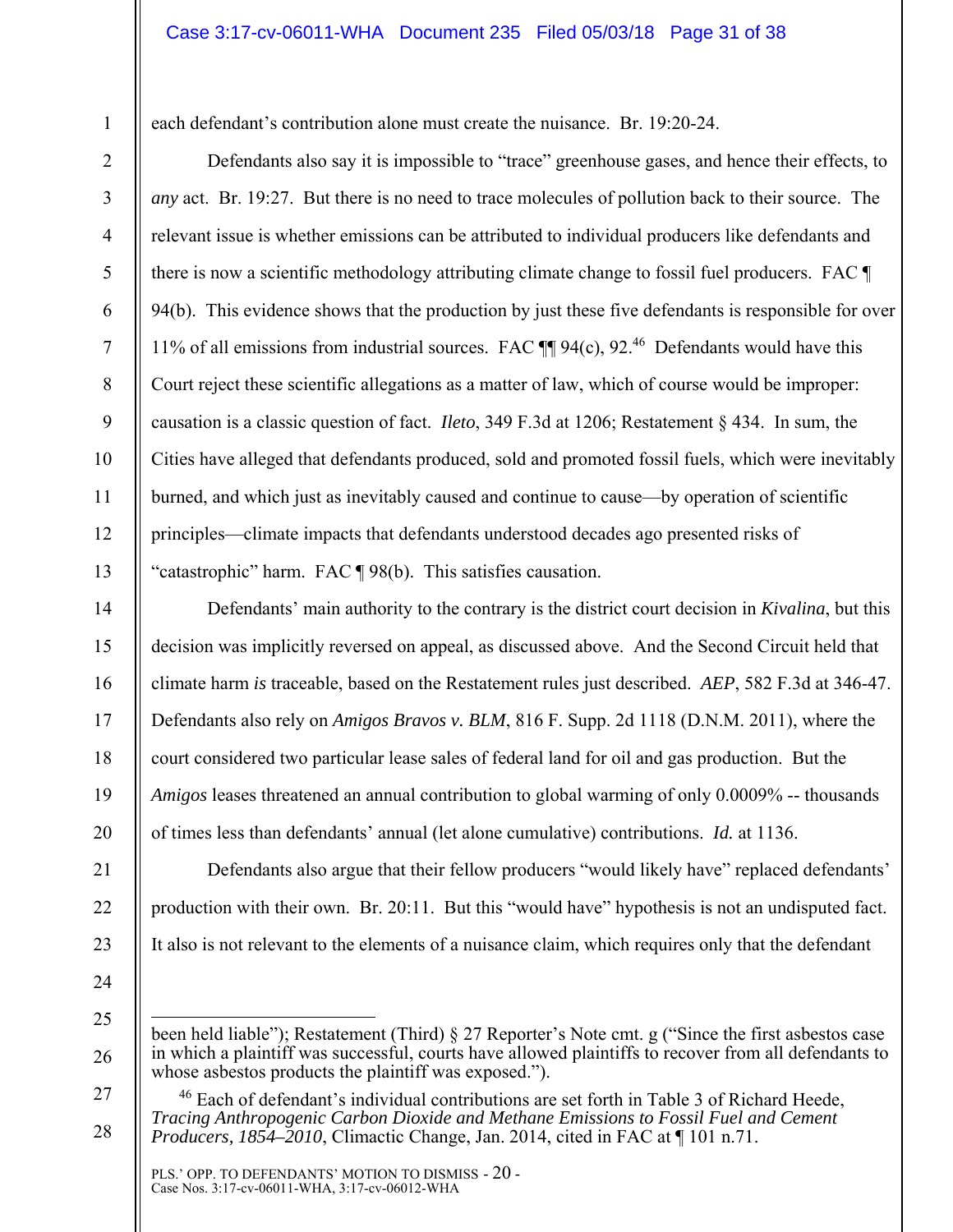each defendant's contribution alone must create the nuisance. Br. 19:20-24.

Defendants also say it is impossible to "trace" greenhouse gases, and hence their effects, to *any* act. Br. 19:27. But there is no need to trace molecules of pollution back to their source. The relevant issue is whether emissions can be attributed to individual producers like defendants and there is now a scientific methodology attributing climate change to fossil fuel producers. FAC ¶ 94(b). This evidence shows that the production by just these five defendants is responsible for over 11% of all emissions from industrial sources. FAC ¶¶ 94(c), 92.[46] Defendants would have this Court reject these scientific allegations as a matter of law, which of course would be improper: causation is a classic question of fact. *Ileto*, 349 F.3d at 1206; Restatement § 434. In sum, the Cities have alleged that defendants produced, sold and promoted fossil fuels, which were inevitably burned, and which just as inevitably caused and continue to cause—by operation of scientific principles—climate impacts that defendants understood decades ago presented risks of "catastrophic" harm. FAC ¶ 98(b). This satisfies causation.

Defendants' main authority to the contrary is the district court decision in *Kivalina*, but this decision was implicitly reversed on appeal, as discussed above. And the Second Circuit held that climate harm *is* traceable, based on the Restatement rules just described. *AEP*, 582 F.3d at 346-47. Defendants also rely on *Amigos Bravos v. BLM*, 816 F. Supp. 2d 1118 (D.N.M. 2011), where the court considered two particular lease sales of federal land for oil and gas production. But the *Amigos* leases threatened an annual contribution to global warming of only 0.0009% -- thousands of times less than defendants' annual (let alone cumulative) contributions. *Id.* at 1136.

Defendants also argue that their fellow producers "would likely have" replaced defendants' production with their own. Br. 20:11. But this "would have" hypothesis is not an undisputed fact. It also is not relevant to the elements of a nuisance claim, which requires only that the defendant

---

been held liable"); Restatement (Third) § 27 Reporter's Note cmt. g ("Since the first asbestos case in which a plaintiff was successful, courts have allowed plaintiffs to recover from all defendants to whose asbestos products the plaintiff was exposed.").

[46] Each of defendant's individual contributions are set forth in Table 3 of Richard Heede, *Tracing Anthropogenic Carbon Dioxide and Methane Emissions to Fossil Fuel and Cement Producers, 1854–2010*, Climactic Change, Jan. 2014, cited in FAC at ¶ 101 n.71.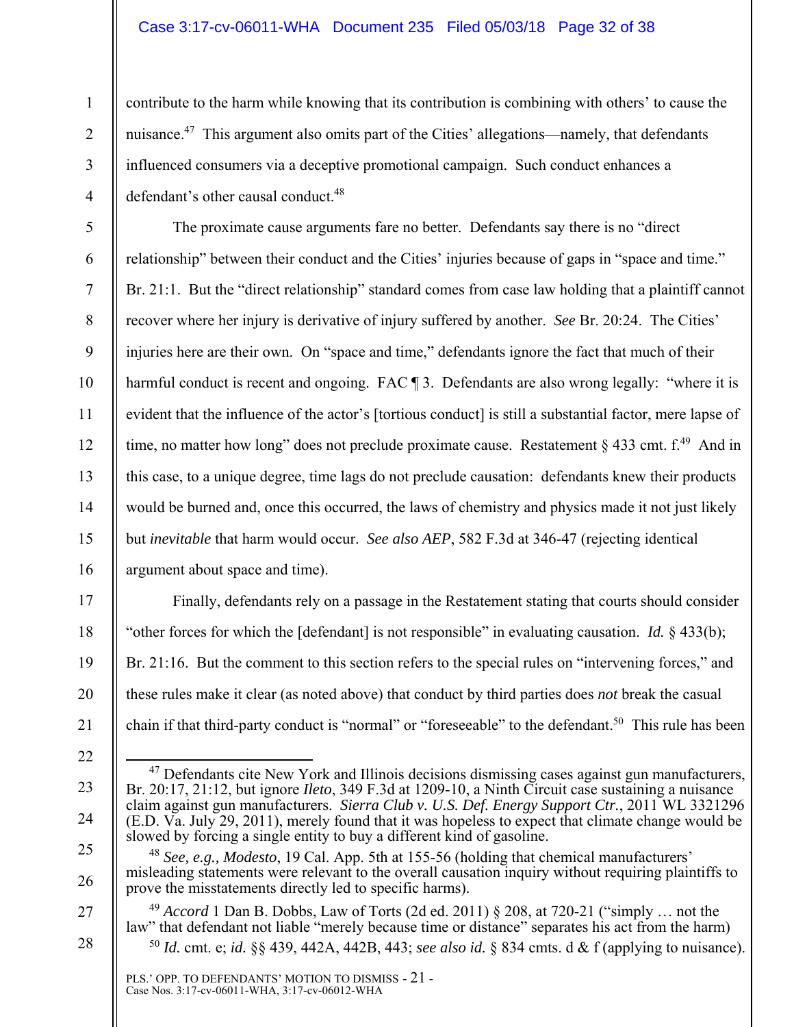contribute to the harm while knowing that its contribution is combining with others' to cause the nuisance.[47] This argument also omits part of the Cities' allegations—namely, that defendants influenced consumers via a deceptive promotional campaign. Such conduct enhances a defendant's other causal conduct.[48]

The proximate cause arguments fare no better. Defendants say there is no "direct relationship" between their conduct and the Cities' injuries because of gaps in "space and time." Br. 21:1. But the "direct relationship" standard comes from case law holding that a plaintiff cannot recover where her injury is derivative of injury suffered by another. *See* Br. 20:24. The Cities' injuries here are their own. On "space and time," defendants ignore the fact that much of their harmful conduct is recent and ongoing. FAC ¶ 3. Defendants are also wrong legally: "where it is evident that the influence of the actor's [tortious conduct] is still a substantial factor, mere lapse of time, no matter how long" does not preclude proximate cause. Restatement § 433 cmt. f.[49] And in this case, to a unique degree, time lags do not preclude causation: defendants knew their products would be burned and, once this occurred, the laws of chemistry and physics made it not just likely but *inevitable* that harm would occur. *See also AEP*, 582 F.3d at 346-47 (rejecting identical argument about space and time).

Finally, defendants rely on a passage in the Restatement stating that courts should consider "other forces for which the [defendant] is not responsible" in evaluating causation. *Id.* § 433(b); Br. 21:16. But the comment to this section refers to the special rules on "intervening forces," and these rules make it clear (as noted above) that conduct by third parties does *not* break the casual chain if that third-party conduct is "normal" or "foreseeable" to the defendant.[50] This rule has been

---

[47] Defendants cite New York and Illinois decisions dismissing cases against gun manufacturers, Br. 20:17, 21:12, but ignore *Ileto*, 349 F.3d at 1209-10, a Ninth Circuit case sustaining a nuisance claim against gun manufacturers. *Sierra Club v. U.S. Def. Energy Support Ctr.*, 2011 WL 3321296 (E.D. Va. July 29, 2011), merely found that it was hopeless to expect that climate change would be slowed by forcing a single entity to buy a different kind of gasoline.

[48] *See, e.g., Modesto*, 19 Cal. App. 5th at 155-56 (holding that chemical manufacturers' misleading statements were relevant to the overall causation inquiry without requiring plaintiffs to prove the misstatements directly led to specific harms).

[49] *Accord* 1 Dan B. Dobbs, Law of Torts (2d ed. 2011) § 208, at 720-21 ("simply … not the law" that defendant not liable "merely because time or distance" separates his act from the harm)

[50] *Id.* cmt. e; *id.* §§ 439, 442A, 442B, 443; *see also id.* § 834 cmts. d & f (applying to nuisance).

PLS.' OPP. TO DEFENDANTS' MOTION TO DISMISS - 21 -
Case Nos. 3:17-cv-06011-WHA, 3:17-cv-06012-WHA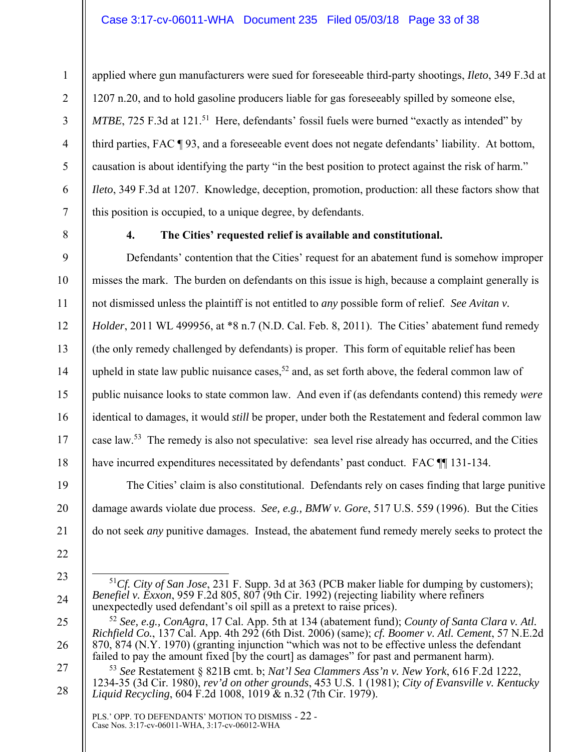applied where gun manufacturers were sued for foreseeable third-party shootings, *Ileto*, 349 F.3d at 1207 n.20, and to hold gasoline producers liable for gas foreseeably spilled by someone else, *MTBE*, 725 F.3d at 121.[51] Here, defendants' fossil fuels were burned "exactly as intended" by third parties, FAC ¶ 93, and a foreseeable event does not negate defendants' liability. At bottom, causation is about identifying the party "in the best position to protect against the risk of harm." *Ileto*, 349 F.3d at 1207. Knowledge, deception, promotion, production: all these factors show that this position is occupied, to a unique degree, by defendants.

**4. The Cities' requested relief is available and constitutional.**

Defendants' contention that the Cities' request for an abatement fund is somehow improper misses the mark. The burden on defendants on this issue is high, because a complaint generally is not dismissed unless the plaintiff is not entitled to *any* possible form of relief. *See Avitan v. Holder*, 2011 WL 499956, at *8 n.7 (N.D. Cal. Feb. 8, 2011). The Cities' abatement fund remedy (the only remedy challenged by defendants) is proper. This form of equitable relief has been upheld in state law public nuisance cases,[52] and, as set forth above, the federal common law of public nuisance looks to state common law. And even if (as defendants contend) this remedy *were* identical to damages, it would *still* be proper, under both the Restatement and federal common law case law.[53] The remedy is also not speculative: sea level rise already has occurred, and the Cities have incurred expenditures necessitated by defendants' past conduct. FAC ¶¶ 131-134.

The Cities' claim is also constitutional. Defendants rely on cases finding that large punitive damage awards violate due process. *See, e.g., BMW v. Gore*, 517 U.S. 559 (1996). But the Cities do not seek *any* punitive damages. Instead, the abatement fund remedy merely seeks to protect the

---

[51] *Cf. City of San Jose*, 231 F. Supp. 3d at 363 (PCB maker liable for dumping by customers); *Benefiel v. Exxon*, 959 F.2d 805, 807 (9th Cir. 1992) (rejecting liability where refiners unexpectedly used defendant's oil spill as a pretext to raise prices).

[52] *See, e.g., ConAgra*, 17 Cal. App. 5th at 134 (abatement fund); *County of Santa Clara v. Atl. Richfield Co.*, 137 Cal. App. 4th 292 (6th Dist. 2006) (same); *cf. Boomer v. Atl. Cement*, 57 N.E.2d 870, 874 (N.Y. 1970) (granting injunction "which was not to be effective unless the defendant failed to pay the amount fixed [by the court] as damages" for past and permanent harm).

[53] *See* Restatement § 821B cmt. b; *Nat'l Sea Clammers Ass'n v. New York*, 616 F.2d 1222, 1234-35 (3d Cir. 1980), *rev'd on other grounds*, 453 U.S. 1 (1981); *City of Evansville v. Kentucky Liquid Recycling*, 604 F.2d 1008, 1019 & n.32 (7th Cir. 1979).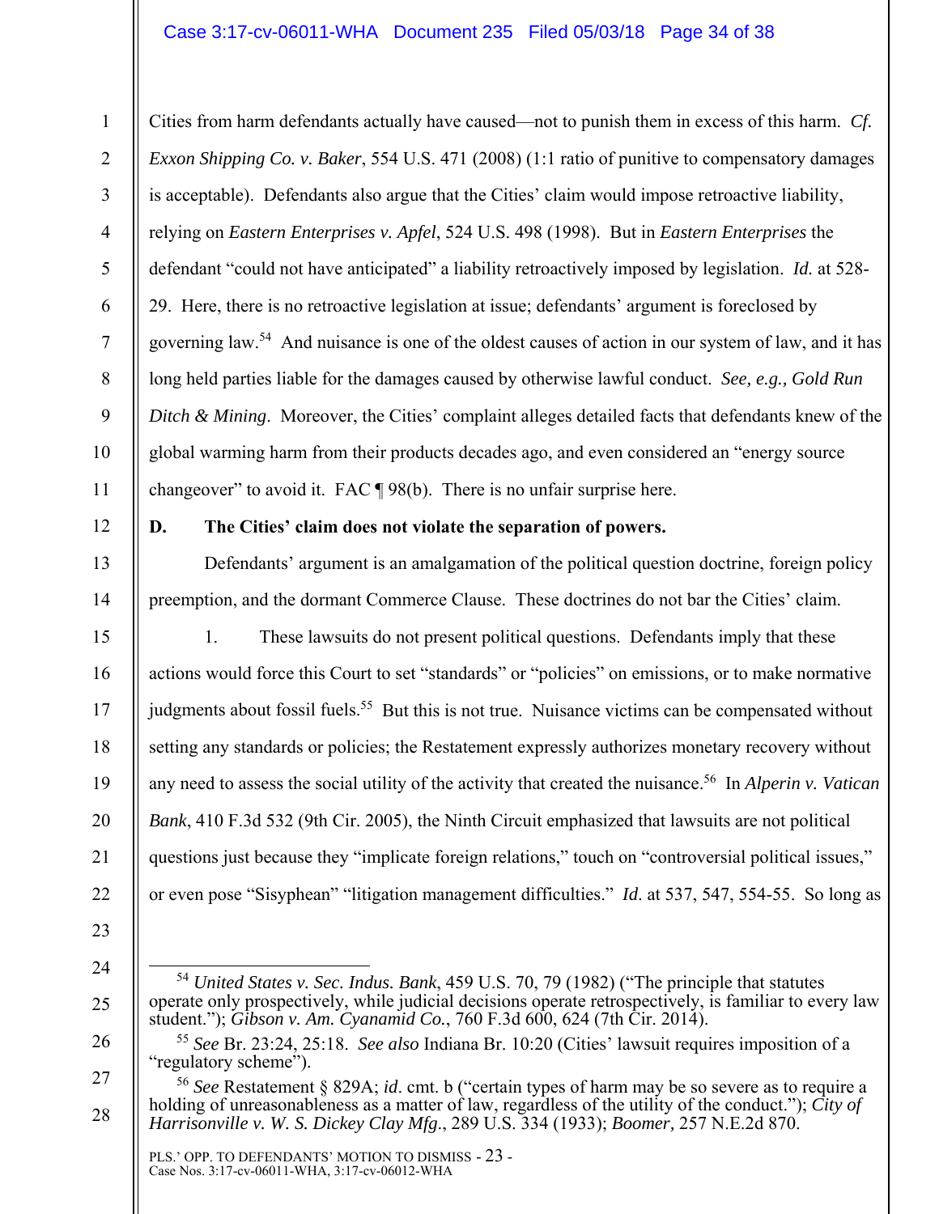Cities from harm defendants actually have caused—not to punish them in excess of this harm. *Cf. Exxon Shipping Co. v. Baker*, 554 U.S. 471 (2008) (1:1 ratio of punitive to compensatory damages is acceptable). Defendants also argue that the Cities' claim would impose retroactive liability, relying on *Eastern Enterprises v. Apfel*, 524 U.S. 498 (1998). But in *Eastern Enterprises* the defendant "could not have anticipated" a liability retroactively imposed by legislation. *Id.* at 528-29. Here, there is no retroactive legislation at issue; defendants' argument is foreclosed by governing law.[54] And nuisance is one of the oldest causes of action in our system of law, and it has long held parties liable for the damages caused by otherwise lawful conduct. *See, e.g., Gold Run Ditch & Mining*. Moreover, the Cities' complaint alleges detailed facts that defendants knew of the global warming harm from their products decades ago, and even considered an "energy source changeover" to avoid it. FAC ¶ 98(b). There is no unfair surprise here.

**D. The Cities' claim does not violate the separation of powers.**

Defendants' argument is an amalgamation of the political question doctrine, foreign policy preemption, and the dormant Commerce Clause. These doctrines do not bar the Cities' claim.

1. These lawsuits do not present political questions. Defendants imply that these actions would force this Court to set "standards" or "policies" on emissions, or to make normative judgments about fossil fuels.[55] But this is not true. Nuisance victims can be compensated without setting any standards or policies; the Restatement expressly authorizes monetary recovery without any need to assess the social utility of the activity that created the nuisance.[56] In *Alperin v. Vatican Bank*, 410 F.3d 532 (9th Cir. 2005), the Ninth Circuit emphasized that lawsuits are not political questions just because they "implicate foreign relations," touch on "controversial political issues," or even pose "Sisyphean" "litigation management difficulties." *Id.* at 537, 547, 554-55. So long as

---

[54] *United States v. Sec. Indus. Bank*, 459 U.S. 70, 79 (1982) ("The principle that statutes operate only prospectively, while judicial decisions operate retrospectively, is familiar to every law student."); *Gibson v. Am. Cyanamid Co.*, 760 F.3d 600, 624 (7th Cir. 2014).

[55] *See* Br. 23:24, 25:18. *See also* Indiana Br. 10:20 (Cities' lawsuit requires imposition of a "regulatory scheme").

[56] *See* Restatement § 829A; *id.* cmt. b ("certain types of harm may be so severe as to require a holding of unreasonableness as a matter of law, regardless of the utility of the conduct."); *City of Harrisonville v. W. S. Dickey Clay Mfg.*, 289 U.S. 334 (1933); *Boomer,* 257 N.E.2d 870.

PLS.' OPP. TO DEFENDANTS' MOTION TO DISMISS - 23 -
Case Nos. 3:17-cv-06011-WHA, 3:17-cv-06012-WHA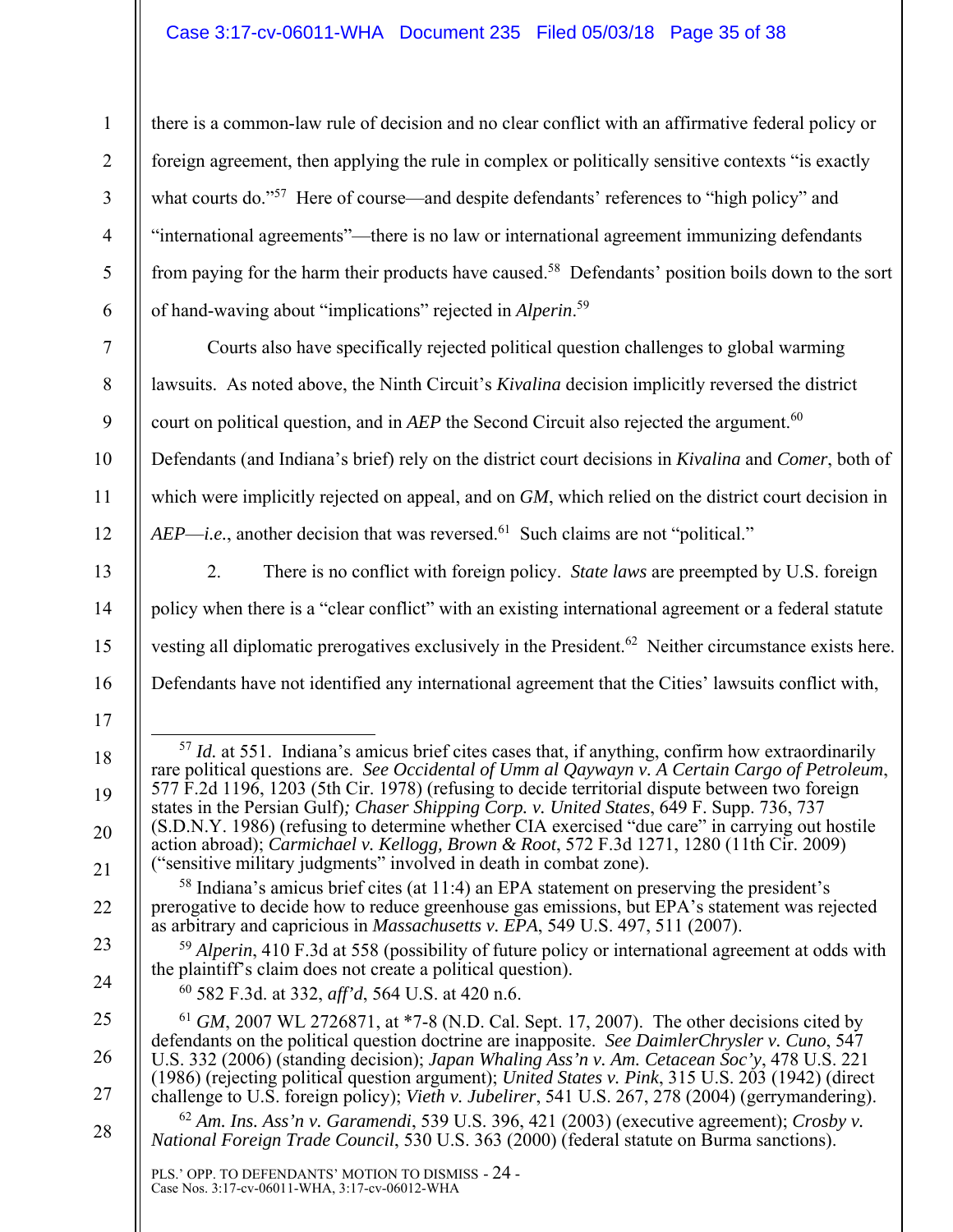there is a common-law rule of decision and no clear conflict with an affirmative federal policy or foreign agreement, then applying the rule in complex or politically sensitive contexts "is exactly what courts do."[57] Here of course—and despite defendants' references to "high policy" and "international agreements"—there is no law or international agreement immunizing defendants from paying for the harm their products have caused.[58] Defendants' position boils down to the sort of hand-waving about "implications" rejected in *Alperin*.[59]

Courts also have specifically rejected political question challenges to global warming lawsuits. As noted above, the Ninth Circuit's *Kivalina* decision implicitly reversed the district court on political question, and in *AEP* the Second Circuit also rejected the argument.[60] Defendants (and Indiana's brief) rely on the district court decisions in *Kivalina* and *Comer*, both of which were implicitly rejected on appeal, and on *GM*, which relied on the district court decision in *AEP*—*i.e.*, another decision that was reversed.[61] Such claims are not "political."

2. There is no conflict with foreign policy. *State laws* are preempted by U.S. foreign policy when there is a "clear conflict" with an existing international agreement or a federal statute vesting all diplomatic prerogatives exclusively in the President.[62] Neither circumstance exists here. Defendants have not identified any international agreement that the Cities' lawsuits conflict with,

---

[57] *Id.* at 551. Indiana's amicus brief cites cases that, if anything, confirm how extraordinarily rare political questions are. *See Occidental of Umm al Qaywayn v. A Certain Cargo of Petroleum*, 577 F.2d 1196, 1203 (5th Cir. 1978) (refusing to decide territorial dispute between two foreign states in the Persian Gulf)*; Chaser Shipping Corp. v. United States*, 649 F. Supp. 736, 737 (S.D.N.Y. 1986) (refusing to determine whether CIA exercised "due care" in carrying out hostile action abroad); *Carmichael v. Kellogg, Brown & Root*, 572 F.3d 1271, 1280 (11th Cir. 2009) ("sensitive military judgments" involved in death in combat zone).

[58] Indiana's amicus brief cites (at 11:4) an EPA statement on preserving the president's prerogative to decide how to reduce greenhouse gas emissions, but EPA's statement was rejected as arbitrary and capricious in *Massachusetts v. EPA*, 549 U.S. 497, 511 (2007).

[59] *Alperin*, 410 F.3d at 558 (possibility of future policy or international agreement at odds with the plaintiff's claim does not create a political question).

[60] 582 F.3d. at 332, *aff'd*, 564 U.S. at 420 n.6.

[61] *GM*, 2007 WL 2726871, at *7-8 (N.D. Cal. Sept. 17, 2007). The other decisions cited by defendants on the political question doctrine are inapposite. *See DaimlerChrysler v. Cuno*, 547 U.S. 332 (2006) (standing decision); *Japan Whaling Ass'n v. Am. Cetacean Soc'y*, 478 U.S. 221 (1986) (rejecting political question argument); *United States v. Pink*, 315 U.S. 203 (1942) (direct challenge to U.S. foreign policy); *Vieth v. Jubelirer*, 541 U.S. 267, 278 (2004) (gerrymandering).

[62] *Am. Ins. Ass'n v. Garamendi*, 539 U.S. 396, 421 (2003) (executive agreement); *Crosby v. National Foreign Trade Council*, 530 U.S. 363 (2000) (federal statute on Burma sanctions).

PLS.' OPP. TO DEFENDANTS' MOTION TO DISMISS - 24 -
Case Nos. 3:17-cv-06011-WHA, 3:17-cv-06012-WHA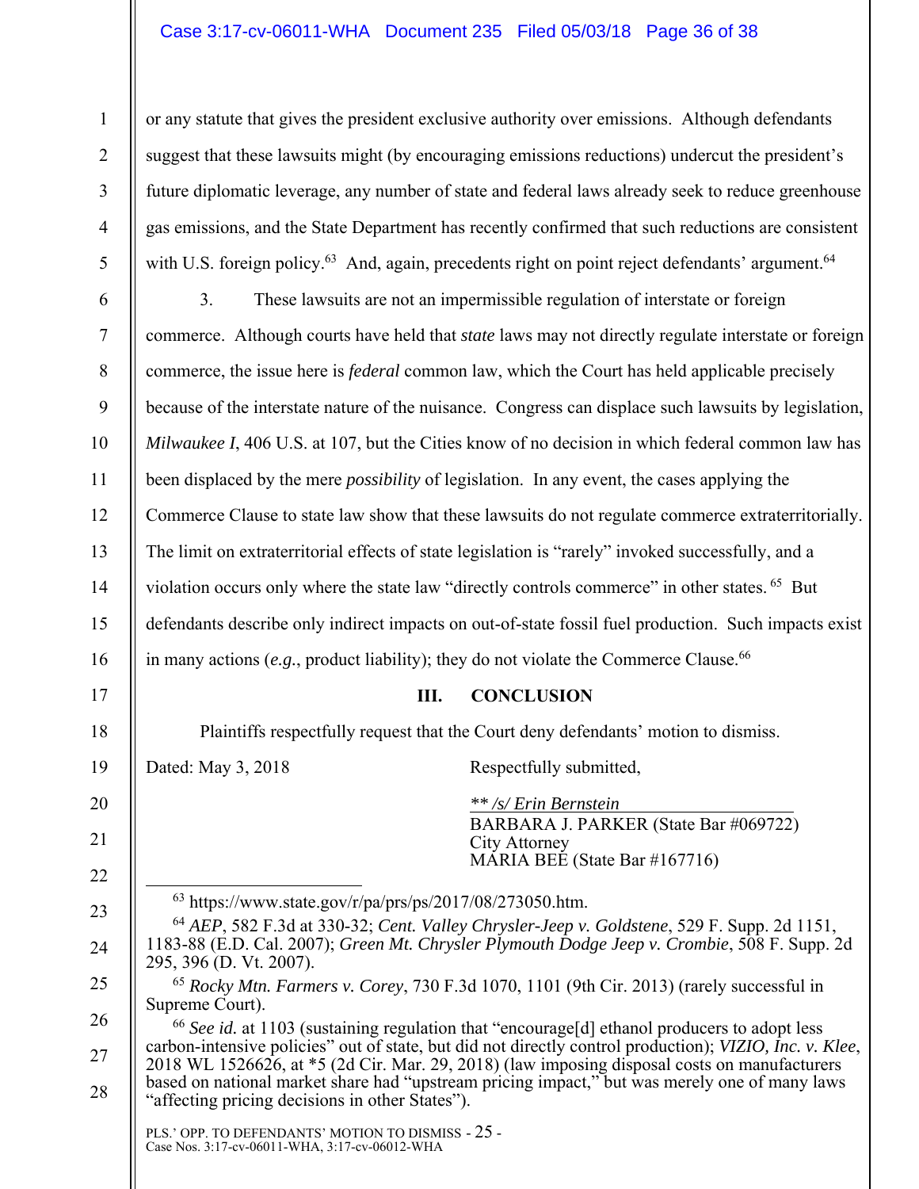or any statute that gives the president exclusive authority over emissions. Although defendants suggest that these lawsuits might (by encouraging emissions reductions) undercut the president's future diplomatic leverage, any number of state and federal laws already seek to reduce greenhouse gas emissions, and the State Department has recently confirmed that such reductions are consistent with U.S. foreign policy.[63] And, again, precedents right on point reject defendants' argument.[64]

3. These lawsuits are not an impermissible regulation of interstate or foreign commerce. Although courts have held that *state* laws may not directly regulate interstate or foreign commerce, the issue here is *federal* common law, which the Court has held applicable precisely because of the interstate nature of the nuisance. Congress can displace such lawsuits by legislation, *Milwaukee I*, 406 U.S. at 107, but the Cities know of no decision in which federal common law has been displaced by the mere *possibility* of legislation. In any event, the cases applying the Commerce Clause to state law show that these lawsuits do not regulate commerce extraterritorially. The limit on extraterritorial effects of state legislation is "rarely" invoked successfully, and a violation occurs only where the state law "directly controls commerce" in other states.[65] But defendants describe only indirect impacts on out-of-state fossil fuel production. Such impacts exist in many actions (*e.g.*, product liability); they do not violate the Commerce Clause.[66]

## III. CONCLUSION

Plaintiffs respectfully request that the Court deny defendants' motion to dismiss.

Dated: May 3, 2018

Respectfully submitted,

*\*\* /s/ Erin Bernstein*
BARBARA J. PARKER (State Bar #069722)
City Attorney
MARIA BEE (State Bar #167716)

---

[63] https://www.state.gov/r/pa/prs/ps/2017/08/273050.htm.

[64] *AEP*, 582 F.3d at 330-32; *Cent. Valley Chrysler-Jeep v. Goldstene*, 529 F. Supp. 2d 1151, 1183-88 (E.D. Cal. 2007); *Green Mt. Chrysler Plymouth Dodge Jeep v. Crombie*, 508 F. Supp. 2d 295, 396 (D. Vt. 2007).

[65] *Rocky Mtn. Farmers v. Corey*, 730 F.3d 1070, 1101 (9th Cir. 2013) (rarely successful in Supreme Court).

[66] *See id.* at 1103 (sustaining regulation that "encourage[d] ethanol producers to adopt less carbon-intensive policies" out of state, but did not directly control production); *VIZIO, Inc. v. Klee*, 2018 WL 1526626, at \*5 (2d Cir. Mar. 29, 2018) (law imposing disposal costs on manufacturers based on national market share had "upstream pricing impact," but was merely one of many laws "affecting pricing decisions in other States").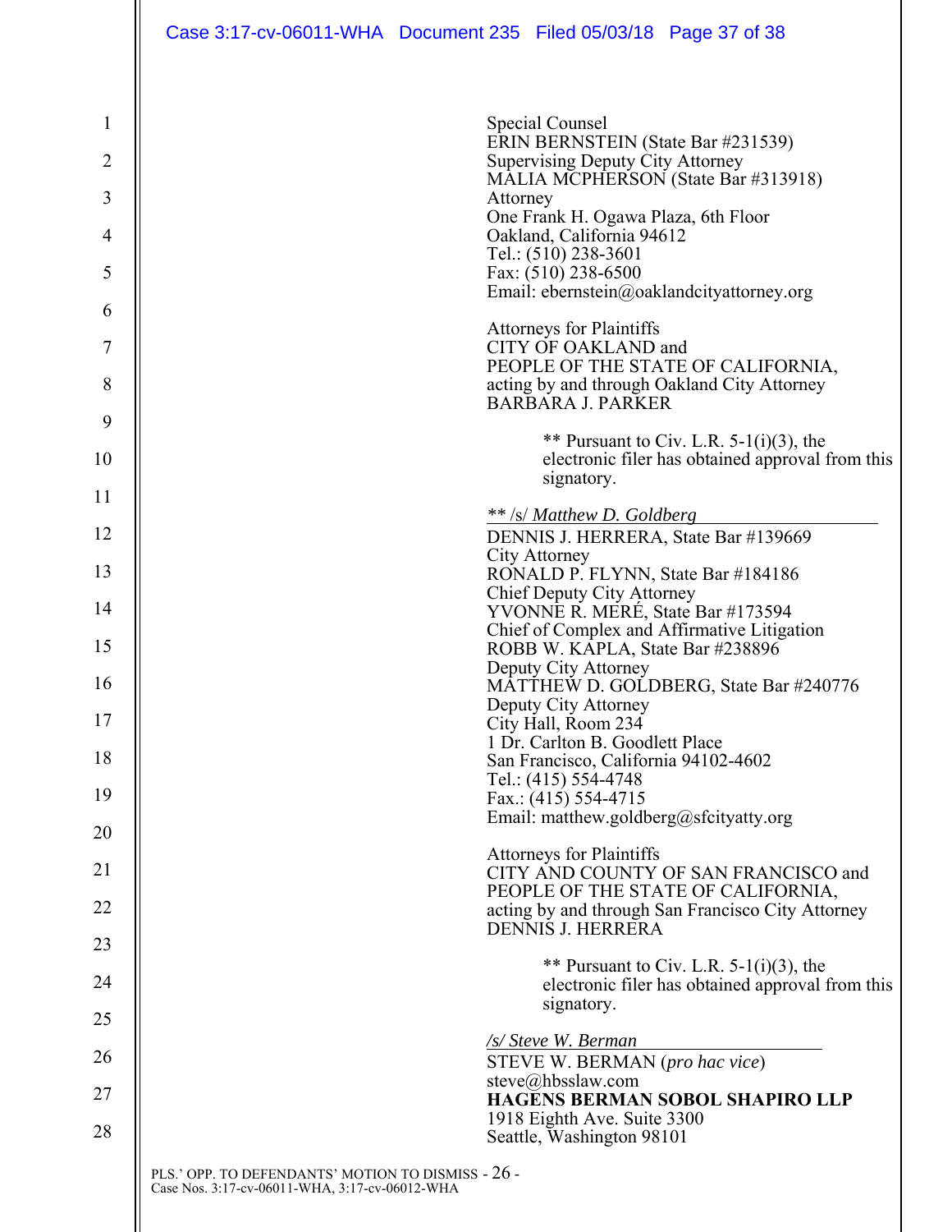Special Counsel
ERIN BERNSTEIN (State Bar #231539)
Supervising Deputy City Attorney
MALIA MCPHERSON (State Bar #313918)
Attorney
One Frank H. Ogawa Plaza, 6th Floor
Oakland, California 94612
Tel.: (510) 238-3601
Fax: (510) 238-6500
Email: ebernstein@oaklandcityattorney.org

Attorneys for Plaintiffs
CITY OF OAKLAND and
PEOPLE OF THE STATE OF CALIFORNIA,
acting by and through Oakland City Attorney
BARBARA J. PARKER

> ** Pursuant to Civ. L.R. 5-1(i)(3), the electronic filer has obtained approval from this signatory.

** /s/ *Matthew D. Goldberg*
DENNIS J. HERRERA, State Bar #139669
City Attorney
RONALD P. FLYNN, State Bar #184186
Chief Deputy City Attorney
YVONNE R. MERÉ, State Bar #173594
Chief of Complex and Affirmative Litigation
ROBB W. KAPLA, State Bar #238896
Deputy City Attorney
MATTHEW D. GOLDBERG, State Bar #240776
Deputy City Attorney
City Hall, Room 234
1 Dr. Carlton B. Goodlett Place
San Francisco, California 94102-4602
Tel.: (415) 554-4748
Fax.: (415) 554-4715
Email: matthew.goldberg@sfcityatty.org

Attorneys for Plaintiffs
CITY AND COUNTY OF SAN FRANCISCO and
PEOPLE OF THE STATE OF CALIFORNIA,
acting by and through San Francisco City Attorney
DENNIS J. HERRERA

> ** Pursuant to Civ. L.R. 5-1(i)(3), the electronic filer has obtained approval from this signatory.

*/s/ Steve W. Berman*
STEVE W. BERMAN (*pro hac vice*)
steve@hbsslaw.com
**HAGENS BERMAN SOBOL SHAPIRO LLP**
1918 Eighth Ave. Suite 3300
Seattle, Washington 98101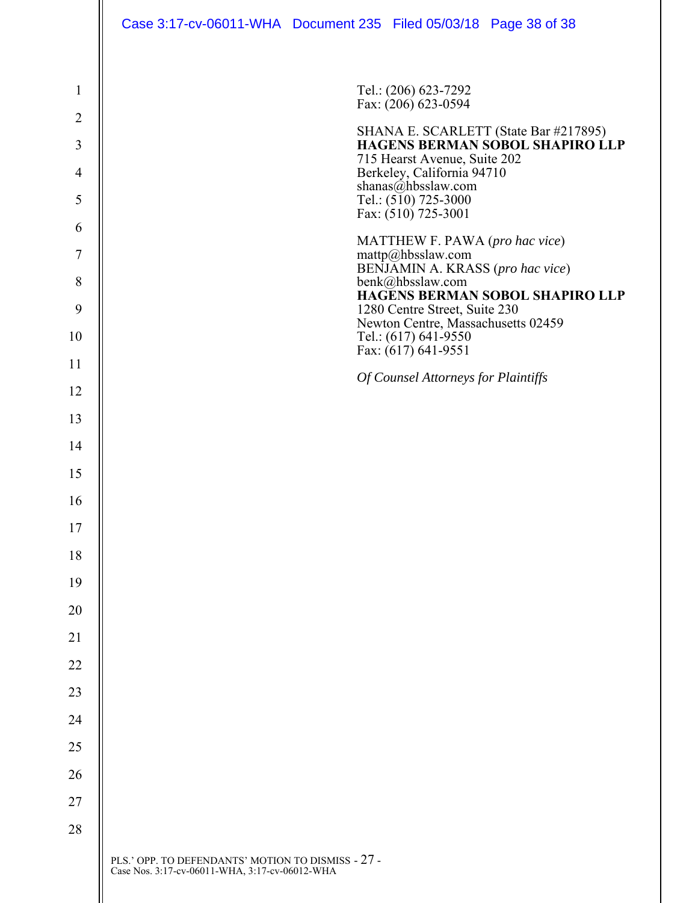Tel.: (206) 623-7292
Fax: (206) 623-0594

SHANA E. SCARLETT (State Bar #217895)
**HAGENS BERMAN SOBOL SHAPIRO LLP**
715 Hearst Avenue, Suite 202
Berkeley, California 94710
shanas@hbsslaw.com
Tel.: (510) 725-3000
Fax: (510) 725-3001

MATTHEW F. PAWA (*pro hac vice*)
mattp@hbsslaw.com
BENJAMIN A. KRASS (*pro hac vice*)
benk@hbsslaw.com
**HAGENS BERMAN SOBOL SHAPIRO LLP**
1280 Centre Street, Suite 230
Newton Centre, Massachusetts 02459
Tel.: (617) 641-9550
Fax: (617) 641-9551

*Of Counsel Attorneys for Plaintiffs*